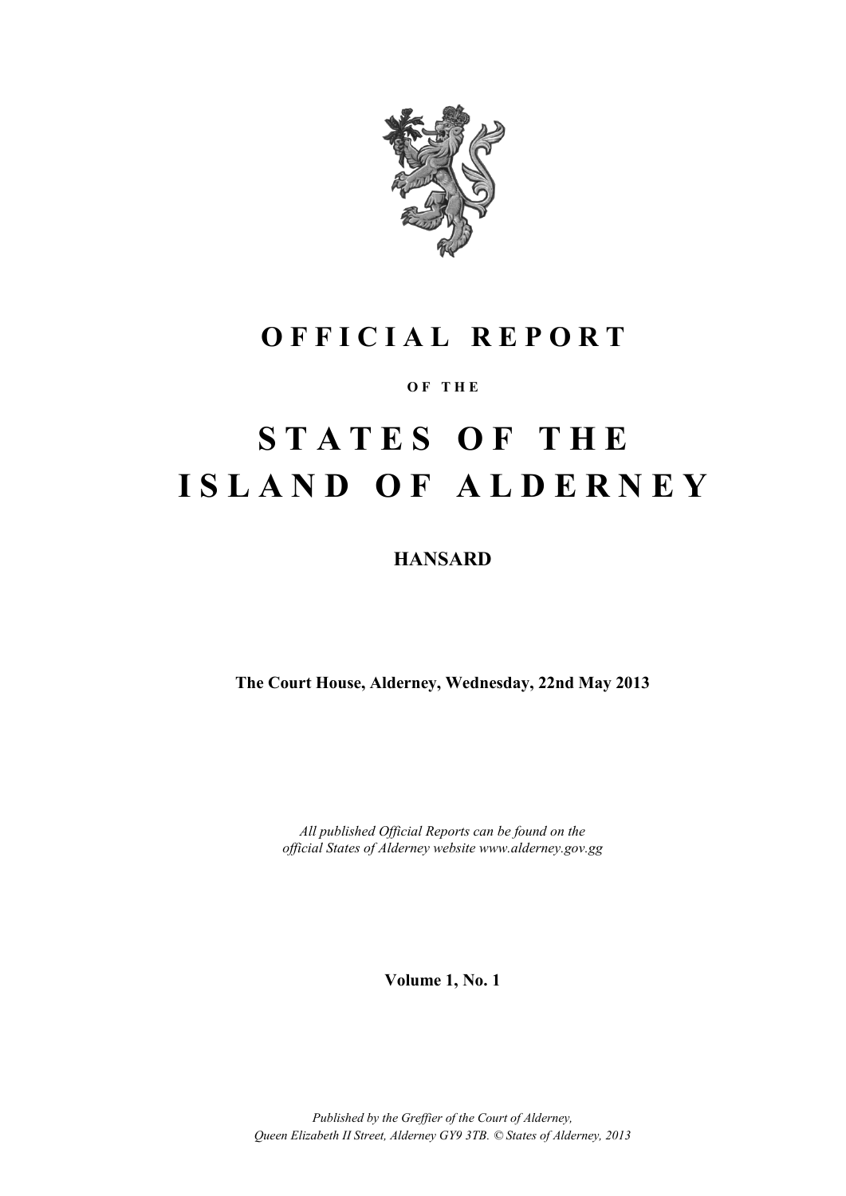# OFFICIAL REPORT

OF THE

# STATES OF THE ISLAND OF ALDERNEY

**HANSARD**

**The Court House, Alderney, Wednesday, 22nd May 2013**

*All published Official Reports can be found on the official States of Alderney website www.alderney.gov.gg*

**Volume 1, No. 1**

*Published by the Greffier of the Court of Alderney, Queen Elizabeth II Street, Alderney GY9 3TB. © States of Alderney, 2013*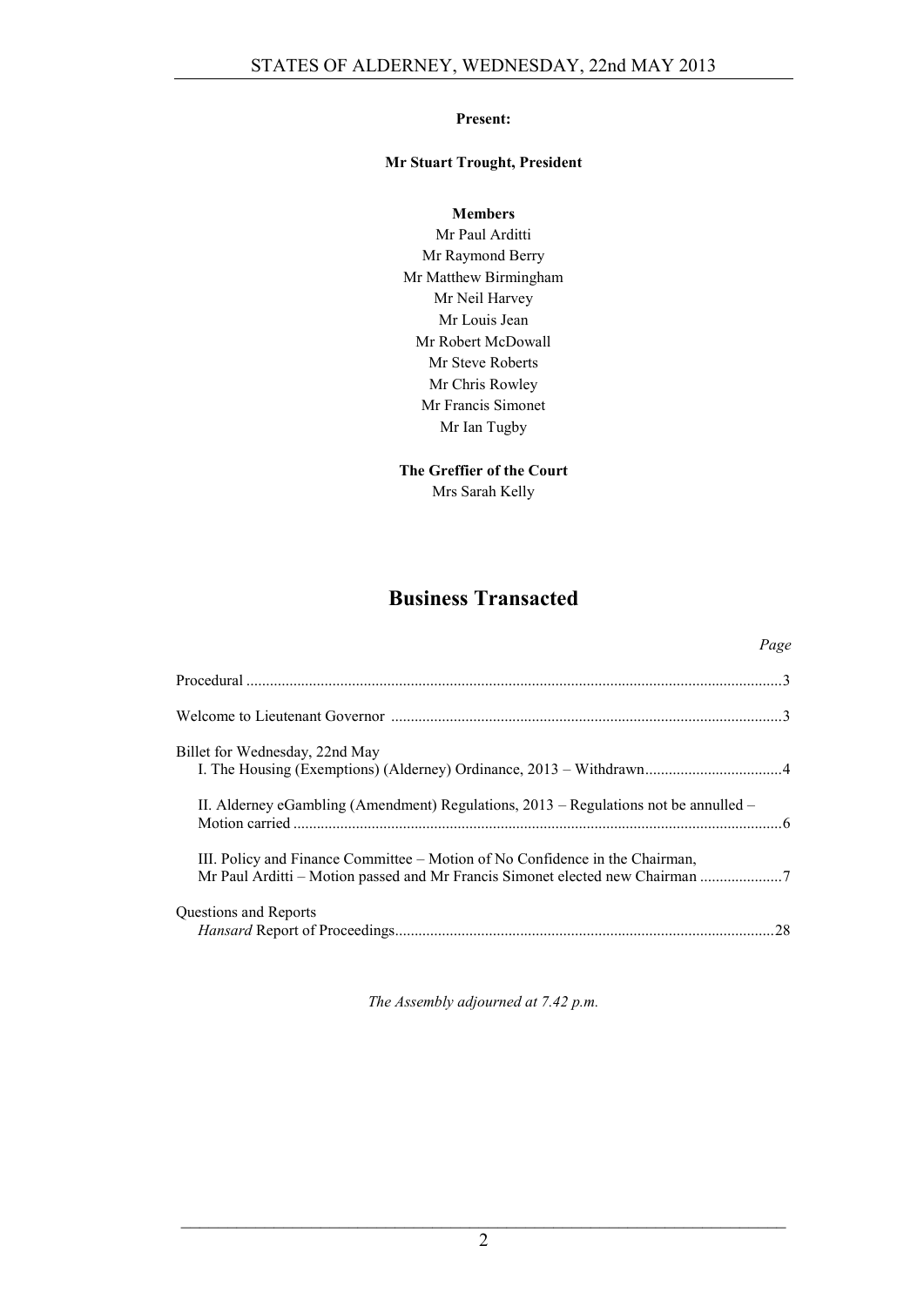**Present:**

**Mr Stuart Trought, President**

**Members**

Mr Paul Arditti
Mr Raymond Berry
Mr Matthew Birmingham
Mr Neil Harvey
Mr Louis Jean
Mr Robert McDowall
Mr Steve Roberts
Mr Chris Rowley
Mr Francis Simonet
Mr Ian Tugby

**The Greffier of the Court**

Mrs Sarah Kelly

## Business Transacted

*Page*

Procedural ....................................................................................................................................3

Welcome to Lieutenant Governor ...................................................................................................3

Billet for Wednesday, 22nd May

I. The Housing (Exemptions) (Alderney) Ordinance, 2013 – Withdrawn...................................4

II. Alderney eGambling (Amendment) Regulations, 2013 – Regulations not be annulled – Motion carried ..........................................................................................................................6

III. Policy and Finance Committee – Motion of No Confidence in the Chairman, Mr Paul Arditti – Motion passed and Mr Francis Simonet elected new Chairman .....................7

Questions and Reports

*Hansard* Report of Proceedings................................................................................................28

*The Assembly adjourned at 7.42 p.m.*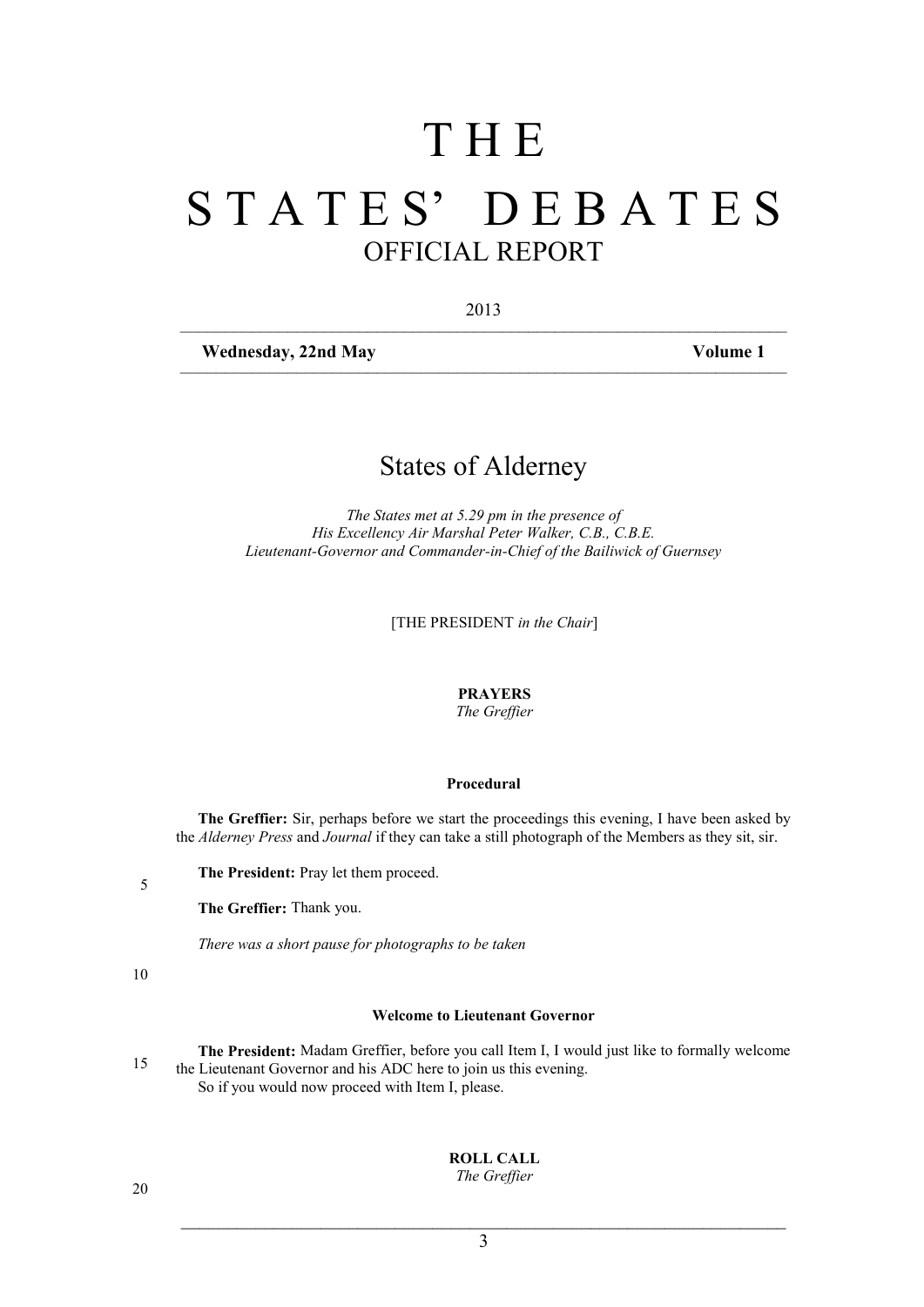# THE STATES' DEBATES

## OFFICIAL REPORT

2013

**Wednesday, 22nd May** **Volume 1**

## States of Alderney

*The States met at 5.29 pm in the presence of*
*His Excellency Air Marshal Peter Walker, C.B., C.B.E.*
*Lieutenant-Governor and Commander-in-Chief of the Bailiwick of Guernsey*

[THE PRESIDENT *in the Chair*]

**PRAYERS**
*The Greffier*

**Procedural**

**The Greffier:** Sir, perhaps before we start the proceedings this evening, I have been asked by the *Alderney Press* and *Journal* if they can take a still photograph of the Members as they sit, sir.

**The President:** Pray let them proceed.

**The Greffier:** Thank you.

*There was a short pause for photographs to be taken*

**Welcome to Lieutenant Governor**

**The President:** Madam Greffier, before you call Item I, I would just like to formally welcome the Lieutenant Governor and his ADC here to join us this evening.
So if you would now proceed with Item I, please.

**ROLL CALL**
*The Greffier*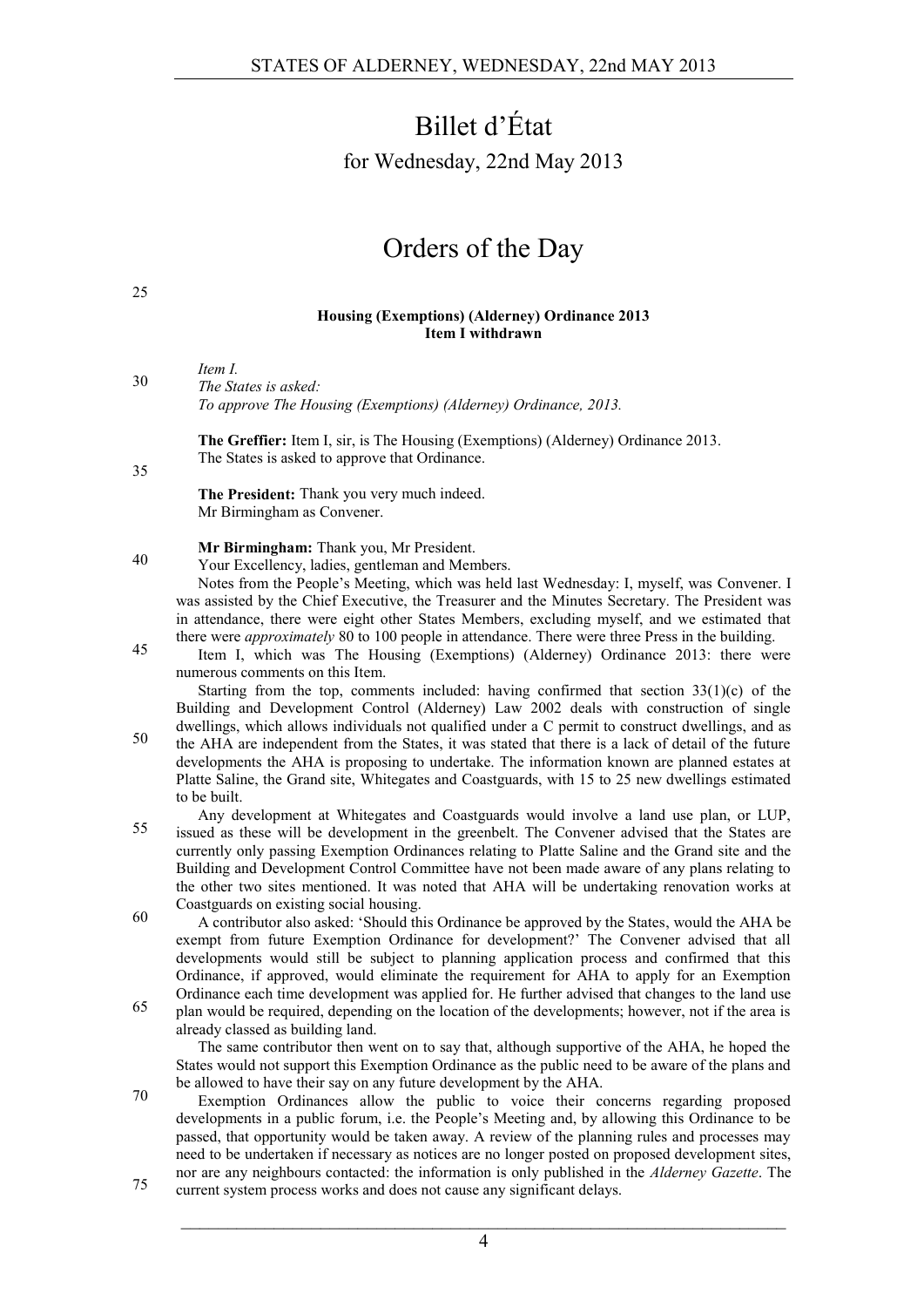# Billet d'État

for Wednesday, 22nd May 2013

# Orders of the Day

**Housing (Exemptions) (Alderney) Ordinance 2013**
**Item I withdrawn**

*Item I.*
*The States is asked:*
*To approve The Housing (Exemptions) (Alderney) Ordinance, 2013.*

**The Greffier:** Item I, sir, is The Housing (Exemptions) (Alderney) Ordinance 2013. The States is asked to approve that Ordinance.

**The President:** Thank you very much indeed. Mr Birmingham as Convener.

**Mr Birmingham:** Thank you, Mr President.

Your Excellency, ladies, gentleman and Members.

Notes from the People's Meeting, which was held last Wednesday: I, myself, was Convener. I was assisted by the Chief Executive, the Treasurer and the Minutes Secretary. The President was in attendance, there were eight other States Members, excluding myself, and we estimated that there were *approximately* 80 to 100 people in attendance. There were three Press in the building.

Item I, which was The Housing (Exemptions) (Alderney) Ordinance 2013: there were numerous comments on this Item.

Starting from the top, comments included: having confirmed that section 33(1)(c) of the Building and Development Control (Alderney) Law 2002 deals with construction of single dwellings, which allows individuals not qualified under a C permit to construct dwellings, and as the AHA are independent from the States, it was stated that there is a lack of detail of the future developments the AHA is proposing to undertake. The information known are planned estates at Platte Saline, the Grand site, Whitegates and Coastguards, with 15 to 25 new dwellings estimated to be built.

Any development at Whitegates and Coastguards would involve a land use plan, or LUP, issued as these will be development in the greenbelt. The Convener advised that the States are currently only passing Exemption Ordinances relating to Platte Saline and the Grand site and the Building and Development Control Committee have not been made aware of any plans relating to the other two sites mentioned. It was noted that AHA will be undertaking renovation works at Coastguards on existing social housing.

A contributor also asked: 'Should this Ordinance be approved by the States, would the AHA be exempt from future Exemption Ordinance for development?' The Convener advised that all developments would still be subject to planning application process and confirmed that this Ordinance, if approved, would eliminate the requirement for AHA to apply for an Exemption Ordinance each time development was applied for. He further advised that changes to the land use plan would be required, depending on the location of the developments; however, not if the area is already classed as building land.

The same contributor then went on to say that, although supportive of the AHA, he hoped the States would not support this Exemption Ordinance as the public need to be aware of the plans and be allowed to have their say on any future development by the AHA.

Exemption Ordinances allow the public to voice their concerns regarding proposed developments in a public forum, i.e. the People's Meeting and, by allowing this Ordinance to be passed, that opportunity would be taken away. A review of the planning rules and processes may need to be undertaken if necessary as notices are no longer posted on proposed development sites, nor are any neighbours contacted: the information is only published in the *Alderney Gazette*. The current system process works and does not cause any significant delays.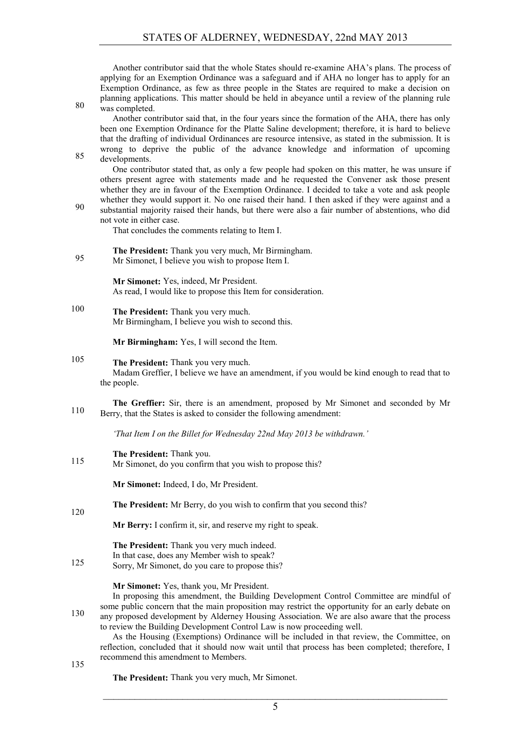Another contributor said that the whole States should re-examine AHA's plans. The process of applying for an Exemption Ordinance was a safeguard and if AHA no longer has to apply for an Exemption Ordinance, as few as three people in the States are required to make a decision on planning applications. This matter should be held in abeyance until a review of the planning rule was completed.

Another contributor said that, in the four years since the formation of the AHA, there has only been one Exemption Ordinance for the Platte Saline development; therefore, it is hard to believe that the drafting of individual Ordinances are resource intensive, as stated in the submission. It is wrong to deprive the public of the advance knowledge and information of upcoming developments.

One contributor stated that, as only a few people had spoken on this matter, he was unsure if others present agree with statements made and he requested the Convener ask those present whether they are in favour of the Exemption Ordinance. I decided to take a vote and ask people whether they would support it. No one raised their hand. I then asked if they were against and a substantial majority raised their hands, but there were also a fair number of abstentions, who did not vote in either case.

That concludes the comments relating to Item I.

**The President:** Thank you very much, Mr Birmingham.
Mr Simonet, I believe you wish to propose Item I.

**Mr Simonet:** Yes, indeed, Mr President.
As read, I would like to propose this Item for consideration.

**The President:** Thank you very much.
Mr Birmingham, I believe you wish to second this.

**Mr Birmingham:** Yes, I will second the Item.

**The President:** Thank you very much.
Madam Greffier, I believe we have an amendment, if you would be kind enough to read that to the people.

**The Greffier:** Sir, there is an amendment, proposed by Mr Simonet and seconded by Mr Berry, that the States is asked to consider the following amendment:

*'That Item I on the Billet for Wednesday 22nd May 2013 be withdrawn.'*

**The President:** Thank you.
Mr Simonet, do you confirm that you wish to propose this?

**Mr Simonet:** Indeed, I do, Mr President.

**The President:** Mr Berry, do you wish to confirm that you second this?

**Mr Berry:** I confirm it, sir, and reserve my right to speak.

**The President:** Thank you very much indeed.
In that case, does any Member wish to speak?
Sorry, Mr Simonet, do you care to propose this?

**Mr Simonet:** Yes, thank you, Mr President.
In proposing this amendment, the Building Development Control Committee are mindful of some public concern that the main proposition may restrict the opportunity for an early debate on any proposed development by Alderney Housing Association. We are also aware that the process to review the Building Development Control Law is now proceeding well.

As the Housing (Exemptions) Ordinance will be included in that review, the Committee, on reflection, concluded that it should now wait until that process has been completed; therefore, I recommend this amendment to Members.

**The President:** Thank you very much, Mr Simonet.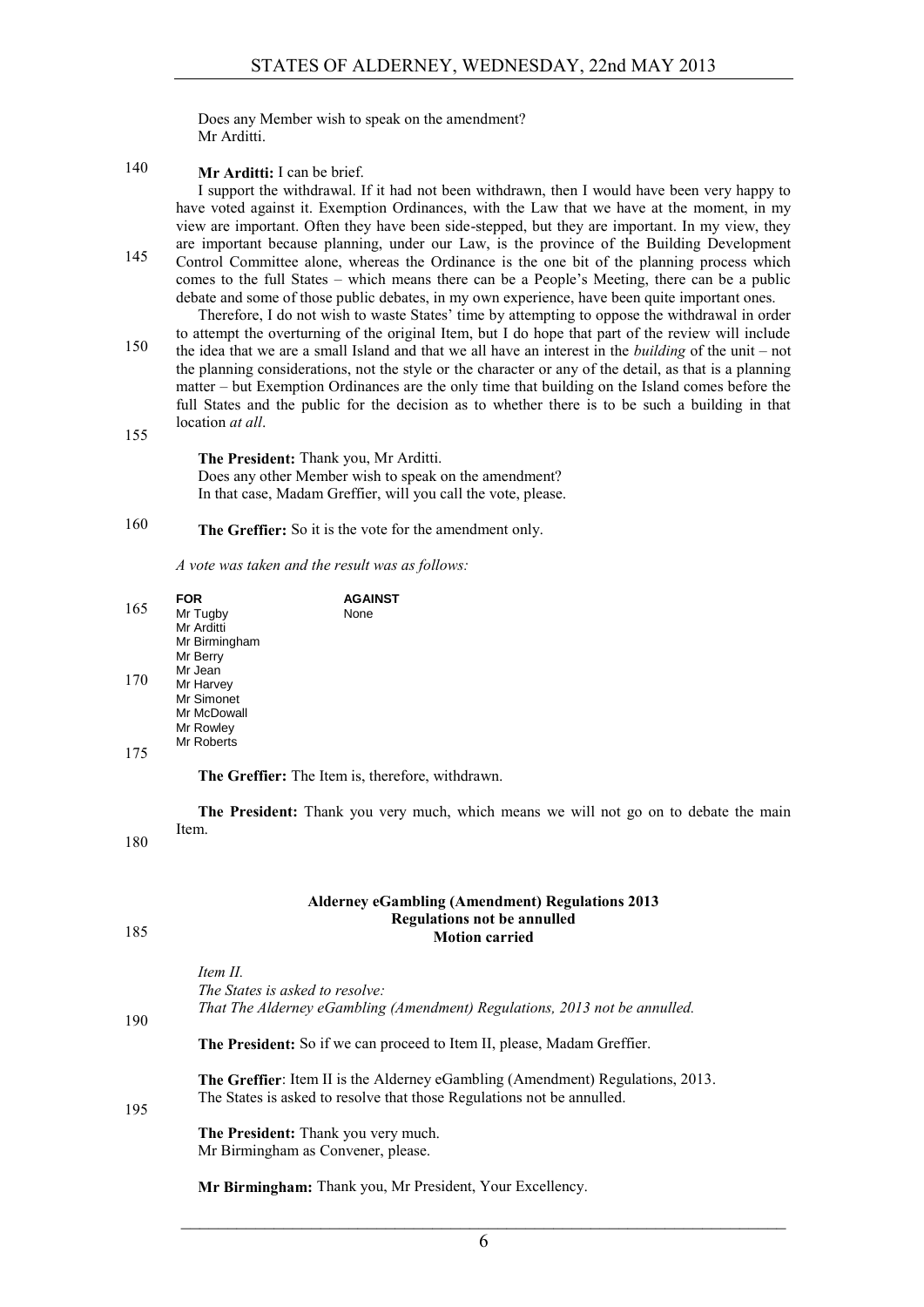Does any Member wish to speak on the amendment?
Mr Arditti.

**Mr Arditti:** I can be brief.

I support the withdrawal. If it had not been withdrawn, then I would have been very happy to have voted against it. Exemption Ordinances, with the Law that we have at the moment, in my view are important. Often they have been side-stepped, but they are important. In my view, they are important because planning, under our Law, is the province of the Building Development Control Committee alone, whereas the Ordinance is the one bit of the planning process which comes to the full States – which means there can be a People's Meeting, there can be a public debate and some of those public debates, in my own experience, have been quite important ones.

Therefore, I do not wish to waste States' time by attempting to oppose the withdrawal in order to attempt the overturning of the original Item, but I do hope that part of the review will include the idea that we are a small Island and that we all have an interest in the *building* of the unit – not the planning considerations, not the style or the character or any of the detail, as that is a planning matter – but Exemption Ordinances are the only time that building on the Island comes before the full States and the public for the decision as to whether there is to be such a building in that location *at all*.

**The President:** Thank you, Mr Arditti.
Does any other Member wish to speak on the amendment?
In that case, Madam Greffier, will you call the vote, please.

**The Greffier:** So it is the vote for the amendment only.

*A vote was taken and the result was as follows:*

| FOR | AGAINST |
|---|---|
| Mr Tugby | None |
| Mr Arditti | |
| Mr Birmingham | |
| Mr Berry | |
| Mr Jean | |
| Mr Harvey | |
| Mr Simonet | |
| Mr McDowall | |
| Mr Rowley | |
| Mr Roberts | |

**The Greffier:** The Item is, therefore, withdrawn.

**The President:** Thank you very much, which means we will not go on to debate the main Item.

## Alderney eGambling (Amendment) Regulations 2013
### Regulations not be annulled
### Motion carried

*Item II.*
*The States is asked to resolve:*
*That The Alderney eGambling (Amendment) Regulations, 2013 not be annulled.*

**The President:** So if we can proceed to Item II, please, Madam Greffier.

**The Greffier**: Item II is the Alderney eGambling (Amendment) Regulations, 2013.
The States is asked to resolve that those Regulations not be annulled.

**The President:** Thank you very much.
Mr Birmingham as Convener, please.

**Mr Birmingham:** Thank you, Mr President, Your Excellency.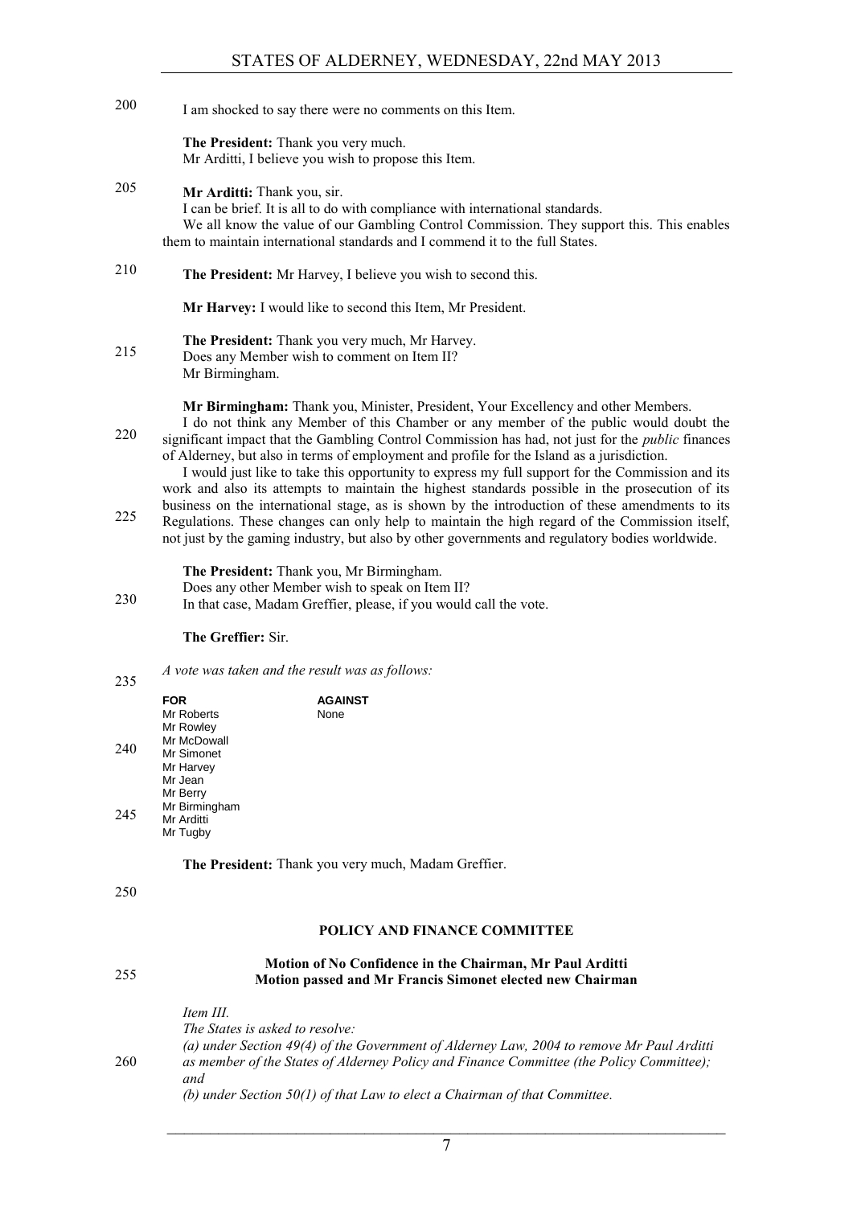I am shocked to say there were no comments on this Item.

**The President:** Thank you very much.
Mr Arditti, I believe you wish to propose this Item.

**Mr Arditti:** Thank you, sir.
I can be brief. It is all to do with compliance with international standards.
We all know the value of our Gambling Control Commission. They support this. This enables them to maintain international standards and I commend it to the full States.

**The President:** Mr Harvey, I believe you wish to second this.

**Mr Harvey:** I would like to second this Item, Mr President.

**The President:** Thank you very much, Mr Harvey.
Does any Member wish to comment on Item II?
Mr Birmingham.

**Mr Birmingham:** Thank you, Minister, President, Your Excellency and other Members.
I do not think any Member of this Chamber or any member of the public would doubt the significant impact that the Gambling Control Commission has had, not just for the *public* finances of Alderney, but also in terms of employment and profile for the Island as a jurisdiction.
I would just like to take this opportunity to express my full support for the Commission and its work and also its attempts to maintain the highest standards possible in the prosecution of its business on the international stage, as is shown by the introduction of these amendments to its Regulations. These changes can only help to maintain the high regard of the Commission itself, not just by the gaming industry, but also by other governments and regulatory bodies worldwide.

**The President:** Thank you, Mr Birmingham.
Does any other Member wish to speak on Item II?
In that case, Madam Greffier, please, if you would call the vote.

**The Greffier:** Sir.

*A vote was taken and the result was as follows:*

| FOR | AGAINST |
|---|---|
| Mr Roberts | None |
| Mr Rowley | |
| Mr McDowall | |
| Mr Simonet | |
| Mr Harvey | |
| Mr Jean | |
| Mr Berry | |
| Mr Birmingham | |
| Mr Arditti | |
| Mr Tugby | |

**The President:** Thank you very much, Madam Greffier.

## POLICY AND FINANCE COMMITTEE

### Motion of No Confidence in the Chairman, Mr Paul Arditti
### Motion passed and Mr Francis Simonet elected new Chairman

*Item III.*
*The States is asked to resolve:*
*(a) under Section 49(4) of the Government of Alderney Law, 2004 to remove Mr Paul Arditti as member of the States of Alderney Policy and Finance Committee (the Policy Committee); and*
*(b) under Section 50(1) of that Law to elect a Chairman of that Committee.*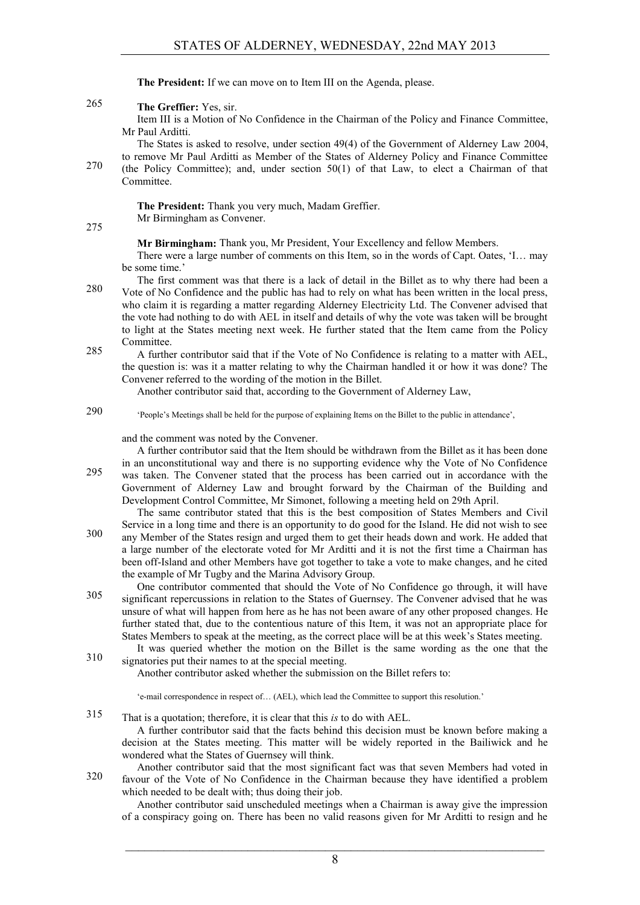**The President:** If we can move on to Item III on the Agenda, please.

**The Greffier:** Yes, sir.

Item III is a Motion of No Confidence in the Chairman of the Policy and Finance Committee, Mr Paul Arditti.

The States is asked to resolve, under section 49(4) of the Government of Alderney Law 2004, to remove Mr Paul Arditti as Member of the States of Alderney Policy and Finance Committee (the Policy Committee); and, under section 50(1) of that Law, to elect a Chairman of that Committee.

**The President:** Thank you very much, Madam Greffier.

Mr Birmingham as Convener.

**Mr Birmingham:** Thank you, Mr President, Your Excellency and fellow Members.

There were a large number of comments on this Item, so in the words of Capt. Oates, 'I… may be some time.'

The first comment was that there is a lack of detail in the Billet as to why there had been a Vote of No Confidence and the public has had to rely on what has been written in the local press, who claim it is regarding a matter regarding Alderney Electricity Ltd. The Convener advised that the vote had nothing to do with AEL in itself and details of why the vote was taken will be brought to light at the States meeting next week. He further stated that the Item came from the Policy Committee.

A further contributor said that if the Vote of No Confidence is relating to a matter with AEL, the question is: was it a matter relating to why the Chairman handled it or how it was done? The Convener referred to the wording of the motion in the Billet.

Another contributor said that, according to the Government of Alderney Law,

> 'People's Meetings shall be held for the purpose of explaining Items on the Billet to the public in attendance',

and the comment was noted by the Convener.

A further contributor said that the Item should be withdrawn from the Billet as it has been done in an unconstitutional way and there is no supporting evidence why the Vote of No Confidence was taken. The Convener stated that the process has been carried out in accordance with the Government of Alderney Law and brought forward by the Chairman of the Building and Development Control Committee, Mr Simonet, following a meeting held on 29th April.

The same contributor stated that this is the best composition of States Members and Civil Service in a long time and there is an opportunity to do good for the Island. He did not wish to see any Member of the States resign and urged them to get their heads down and work. He added that a large number of the electorate voted for Mr Arditti and it is not the first time a Chairman has been off-Island and other Members have got together to take a vote to make changes, and he cited the example of Mr Tugby and the Marina Advisory Group.

One contributor commented that should the Vote of No Confidence go through, it will have significant repercussions in relation to the States of Guernsey. The Convener advised that he was unsure of what will happen from here as he has not been aware of any other proposed changes. He further stated that, due to the contentious nature of this Item, it was not an appropriate place for States Members to speak at the meeting, as the correct place will be at this week's States meeting.

It was queried whether the motion on the Billet is the same wording as the one that the signatories put their names to at the special meeting.

Another contributor asked whether the submission on the Billet refers to:

> 'e-mail correspondence in respect of… (AEL), which lead the Committee to support this resolution.'

That is a quotation; therefore, it is clear that this *is* to do with AEL.

A further contributor said that the facts behind this decision must be known before making a decision at the States meeting. This matter will be widely reported in the Bailiwick and he wondered what the States of Guernsey will think.

Another contributor said that the most significant fact was that seven Members had voted in favour of the Vote of No Confidence in the Chairman because they have identified a problem which needed to be dealt with; thus doing their job.

Another contributor said unscheduled meetings when a Chairman is away give the impression of a conspiracy going on. There has been no valid reasons given for Mr Arditti to resign and he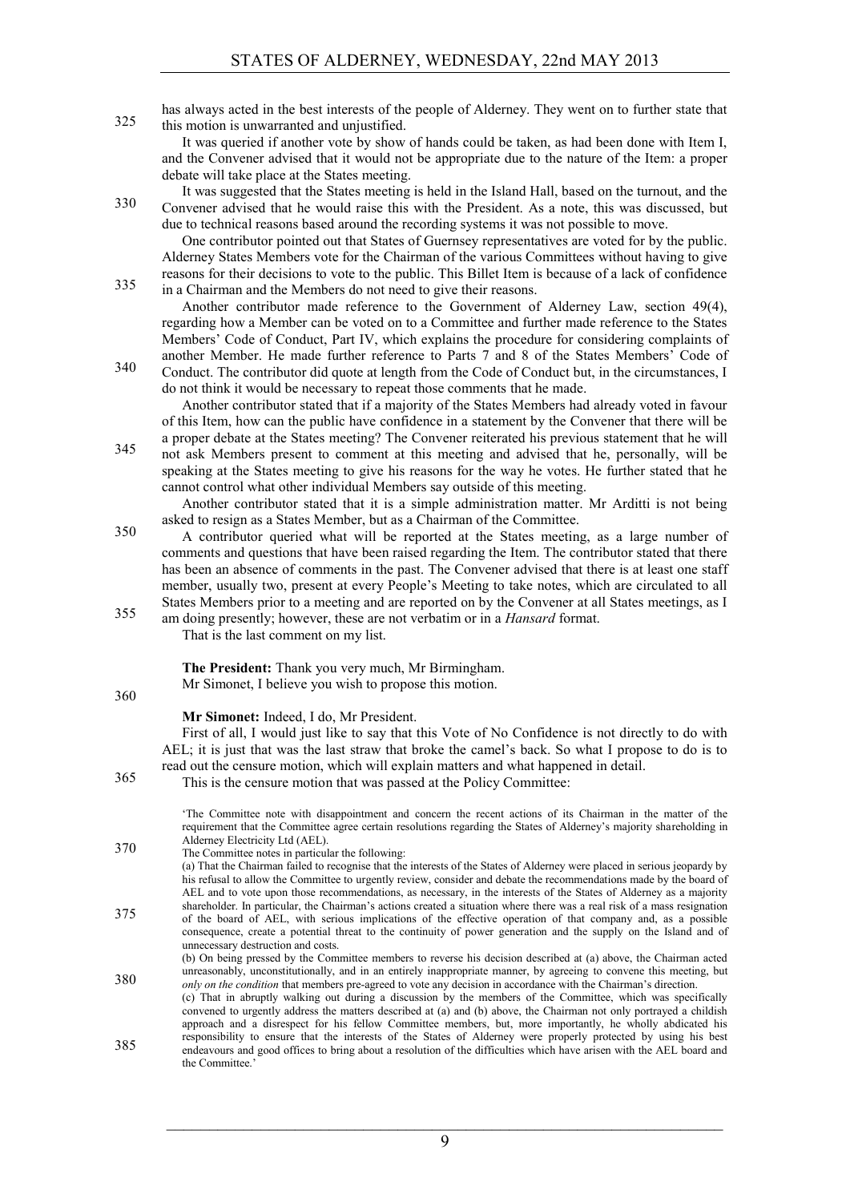has always acted in the best interests of the people of Alderney. They went on to further state that this motion is unwarranted and unjustified.

It was queried if another vote by show of hands could be taken, as had been done with Item I, and the Convener advised that it would not be appropriate due to the nature of the Item: a proper debate will take place at the States meeting.

It was suggested that the States meeting is held in the Island Hall, based on the turnout, and the Convener advised that he would raise this with the President. As a note, this was discussed, but due to technical reasons based around the recording systems it was not possible to move.

One contributor pointed out that States of Guernsey representatives are voted for by the public. Alderney States Members vote for the Chairman of the various Committees without having to give reasons for their decisions to vote to the public. This Billet Item is because of a lack of confidence in a Chairman and the Members do not need to give their reasons.

Another contributor made reference to the Government of Alderney Law, section 49(4), regarding how a Member can be voted on to a Committee and further made reference to the States Members' Code of Conduct, Part IV, which explains the procedure for considering complaints of another Member. He made further reference to Parts 7 and 8 of the States Members' Code of Conduct. The contributor did quote at length from the Code of Conduct but, in the circumstances, I do not think it would be necessary to repeat those comments that he made.

Another contributor stated that if a majority of the States Members had already voted in favour of this Item, how can the public have confidence in a statement by the Convener that there will be a proper debate at the States meeting? The Convener reiterated his previous statement that he will not ask Members present to comment at this meeting and advised that he, personally, will be speaking at the States meeting to give his reasons for the way he votes. He further stated that he cannot control what other individual Members say outside of this meeting.

Another contributor stated that it is a simple administration matter. Mr Arditti is not being asked to resign as a States Member, but as a Chairman of the Committee.

A contributor queried what will be reported at the States meeting, as a large number of comments and questions that have been raised regarding the Item. The contributor stated that there has been an absence of comments in the past. The Convener advised that there is at least one staff member, usually two, present at every People's Meeting to take notes, which are circulated to all States Members prior to a meeting and are reported on by the Convener at all States meetings, as I am doing presently; however, these are not verbatim or in a *Hansard* format.

That is the last comment on my list.

**The President:** Thank you very much, Mr Birmingham.

Mr Simonet, I believe you wish to propose this motion.

**Mr Simonet:** Indeed, I do, Mr President.

First of all, I would just like to say that this Vote of No Confidence is not directly to do with AEL; it is just that was the last straw that broke the camel's back. So what I propose to do is to read out the censure motion, which will explain matters and what happened in detail.

This is the censure motion that was passed at the Policy Committee:

> 'The Committee note with disappointment and concern the recent actions of its Chairman in the matter of the requirement that the Committee agree certain resolutions regarding the States of Alderney's majority shareholding in Alderney Electricity Ltd (AEL).
>
> The Committee notes in particular the following:
>
> (a) That the Chairman failed to recognise that the interests of the States of Alderney were placed in serious jeopardy by his refusal to allow the Committee to urgently review, consider and debate the recommendations made by the board of AEL and to vote upon those recommendations, as necessary, in the interests of the States of Alderney as a majority shareholder. In particular, the Chairman's actions created a situation where there was a real risk of a mass resignation of the board of AEL, with serious implications of the effective operation of that company and, as a possible consequence, create a potential threat to the continuity of power generation and the supply on the Island and of unnecessary destruction and costs.
>
> (b) On being pressed by the Committee members to reverse his decision described at (a) above, the Chairman acted unreasonably, unconstitutionally, and in an entirely inappropriate manner, by agreeing to convene this meeting, but *only on the condition* that members pre-agreed to vote any decision in accordance with the Chairman's direction.
>
> (c) That in abruptly walking out during a discussion by the members of the Committee, which was specifically convened to urgently address the matters described at (a) and (b) above, the Chairman not only portrayed a childish approach and a disrespect for his fellow Committee members, but, more importantly, he wholly abdicated his responsibility to ensure that the interests of the States of Alderney were properly protected by using his best endeavours and good offices to bring about a resolution of the difficulties which have arisen with the AEL board and the Committee.'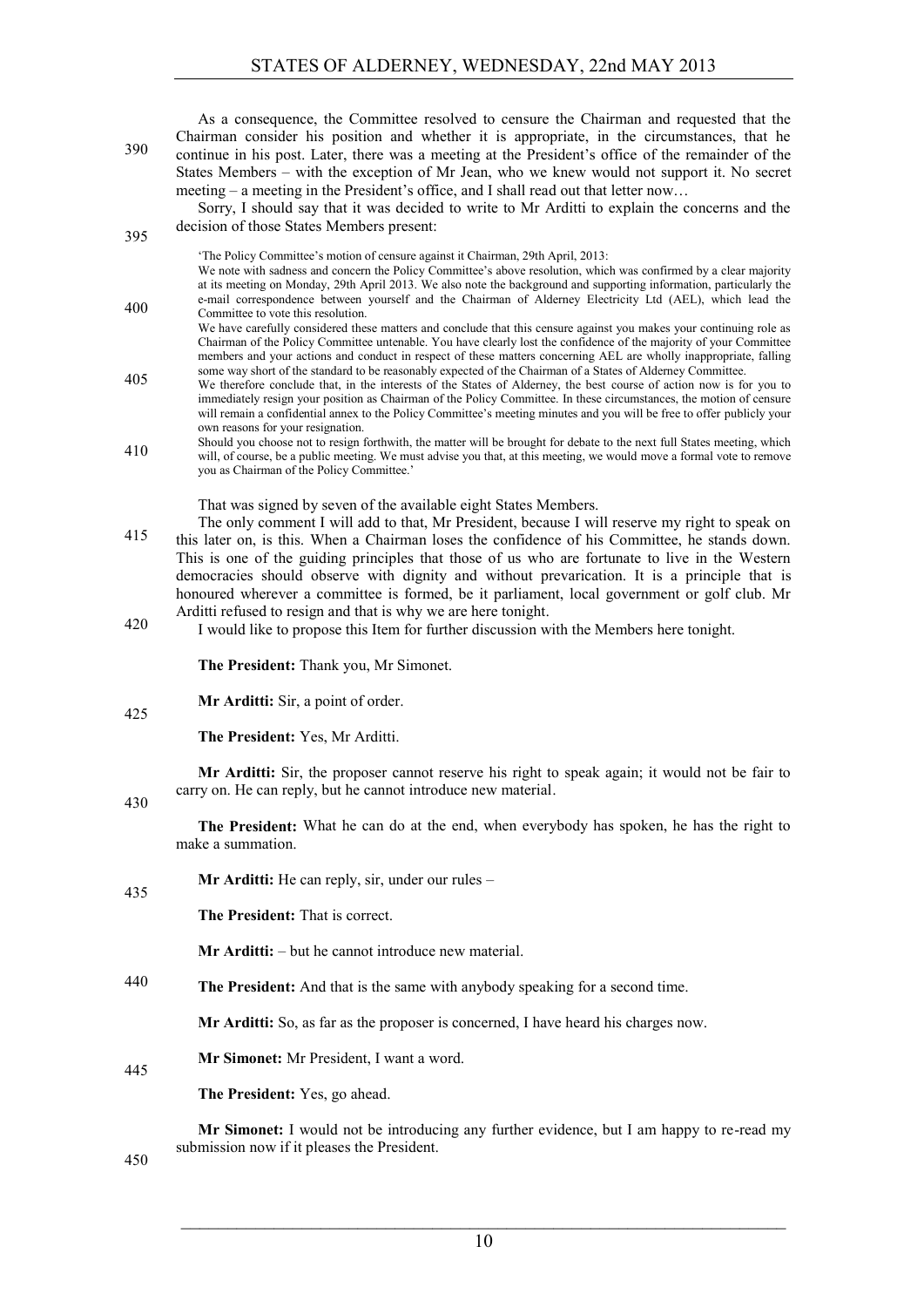As a consequence, the Committee resolved to censure the Chairman and requested that the Chairman consider his position and whether it is appropriate, in the circumstances, that he continue in his post. Later, there was a meeting at the President's office of the remainder of the States Members – with the exception of Mr Jean, who we knew would not support it. No secret meeting – a meeting in the President's office, and I shall read out that letter now…

Sorry, I should say that it was decided to write to Mr Arditti to explain the concerns and the decision of those States Members present:

> 'The Policy Committee's motion of censure against it Chairman, 29th April, 2013:
>
> We note with sadness and concern the Policy Committee's above resolution, which was confirmed by a clear majority at its meeting on Monday, 29th April 2013. We also note the background and supporting information, particularly the e-mail correspondence between yourself and the Chairman of Alderney Electricity Ltd (AEL), which lead the Committee to vote this resolution.
>
> We have carefully considered these matters and conclude that this censure against you makes your continuing role as Chairman of the Policy Committee untenable. You have clearly lost the confidence of the majority of your Committee members and your actions and conduct in respect of these matters concerning AEL are wholly inappropriate, falling some way short of the standard to be reasonably expected of the Chairman of a States of Alderney Committee.
>
> We therefore conclude that, in the interests of the States of Alderney, the best course of action now is for you to immediately resign your position as Chairman of the Policy Committee. In these circumstances, the motion of censure will remain a confidential annex to the Policy Committee's meeting minutes and you will be free to offer publicly your own reasons for your resignation.
>
> Should you choose not to resign forthwith, the matter will be brought for debate to the next full States meeting, which will, of course, be a public meeting. We must advise you that, at this meeting, we would move a formal vote to remove you as Chairman of the Policy Committee.'

That was signed by seven of the available eight States Members.

The only comment I will add to that, Mr President, because I will reserve my right to speak on this later on, is this. When a Chairman loses the confidence of his Committee, he stands down. This is one of the guiding principles that those of us who are fortunate to live in the Western democracies should observe with dignity and without prevarication. It is a principle that is honoured wherever a committee is formed, be it parliament, local government or golf club. Mr Arditti refused to resign and that is why we are here tonight.

I would like to propose this Item for further discussion with the Members here tonight.

**The President:** Thank you, Mr Simonet.

**Mr Arditti:** Sir, a point of order.

**The President:** Yes, Mr Arditti.

**Mr Arditti:** Sir, the proposer cannot reserve his right to speak again; it would not be fair to carry on. He can reply, but he cannot introduce new material.

**The President:** What he can do at the end, when everybody has spoken, he has the right to make a summation.

**Mr Arditti:** He can reply, sir, under our rules –

**The President:** That is correct.

**Mr Arditti:** – but he cannot introduce new material.

**The President:** And that is the same with anybody speaking for a second time.

**Mr Arditti:** So, as far as the proposer is concerned, I have heard his charges now.

**Mr Simonet:** Mr President, I want a word.

**The President:** Yes, go ahead.

**Mr Simonet:** I would not be introducing any further evidence, but I am happy to re-read my submission now if it pleases the President.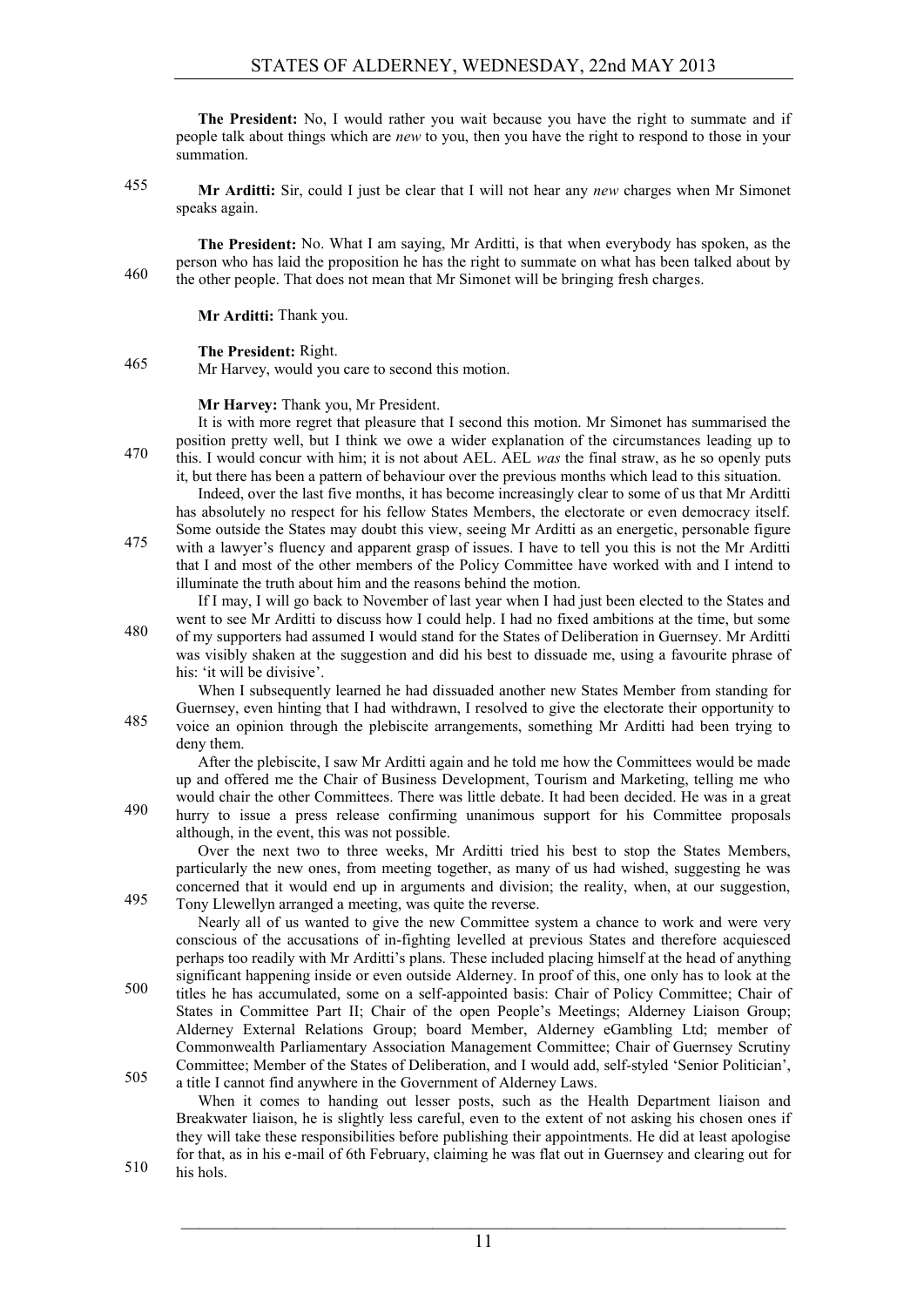**The President:** No, I would rather you wait because you have the right to summate and if people talk about things which are *new* to you, then you have the right to respond to those in your summation.

**Mr Arditti:** Sir, could I just be clear that I will not hear any *new* charges when Mr Simonet speaks again.

**The President:** No. What I am saying, Mr Arditti, is that when everybody has spoken, as the person who has laid the proposition he has the right to summate on what has been talked about by the other people. That does not mean that Mr Simonet will be bringing fresh charges.

**Mr Arditti:** Thank you.

**The President:** Right.

Mr Harvey, would you care to second this motion.

**Mr Harvey:** Thank you, Mr President.

It is with more regret that pleasure that I second this motion. Mr Simonet has summarised the position pretty well, but I think we owe a wider explanation of the circumstances leading up to this. I would concur with him; it is not about AEL. AEL *was* the final straw, as he so openly puts it, but there has been a pattern of behaviour over the previous months which lead to this situation.

Indeed, over the last five months, it has become increasingly clear to some of us that Mr Arditti has absolutely no respect for his fellow States Members, the electorate or even democracy itself. Some outside the States may doubt this view, seeing Mr Arditti as an energetic, personable figure with a lawyer's fluency and apparent grasp of issues. I have to tell you this is not the Mr Arditti that I and most of the other members of the Policy Committee have worked with and I intend to illuminate the truth about him and the reasons behind the motion.

If I may, I will go back to November of last year when I had just been elected to the States and went to see Mr Arditti to discuss how I could help. I had no fixed ambitions at the time, but some of my supporters had assumed I would stand for the States of Deliberation in Guernsey. Mr Arditti was visibly shaken at the suggestion and did his best to dissuade me, using a favourite phrase of his: 'it will be divisive'.

When I subsequently learned he had dissuaded another new States Member from standing for Guernsey, even hinting that I had withdrawn, I resolved to give the electorate their opportunity to voice an opinion through the plebiscite arrangements, something Mr Arditti had been trying to deny them.

After the plebiscite, I saw Mr Arditti again and he told me how the Committees would be made up and offered me the Chair of Business Development, Tourism and Marketing, telling me who would chair the other Committees. There was little debate. It had been decided. He was in a great hurry to issue a press release confirming unanimous support for his Committee proposals although, in the event, this was not possible.

Over the next two to three weeks, Mr Arditti tried his best to stop the States Members, particularly the new ones, from meeting together, as many of us had wished, suggesting he was concerned that it would end up in arguments and division; the reality, when, at our suggestion, Tony Llewellyn arranged a meeting, was quite the reverse.

Nearly all of us wanted to give the new Committee system a chance to work and were very conscious of the accusations of in-fighting levelled at previous States and therefore acquiesced perhaps too readily with Mr Arditti's plans. These included placing himself at the head of anything significant happening inside or even outside Alderney. In proof of this, one only has to look at the titles he has accumulated, some on a self-appointed basis: Chair of Policy Committee; Chair of States in Committee Part II; Chair of the open People's Meetings; Alderney Liaison Group; Alderney External Relations Group; board Member, Alderney eGambling Ltd; member of Commonwealth Parliamentary Association Management Committee; Chair of Guernsey Scrutiny Committee; Member of the States of Deliberation, and I would add, self-styled 'Senior Politician', a title I cannot find anywhere in the Government of Alderney Laws.

When it comes to handing out lesser posts, such as the Health Department liaison and Breakwater liaison, he is slightly less careful, even to the extent of not asking his chosen ones if they will take these responsibilities before publishing their appointments. He did at least apologise for that, as in his e-mail of 6th February, claiming he was flat out in Guernsey and clearing out for his hols.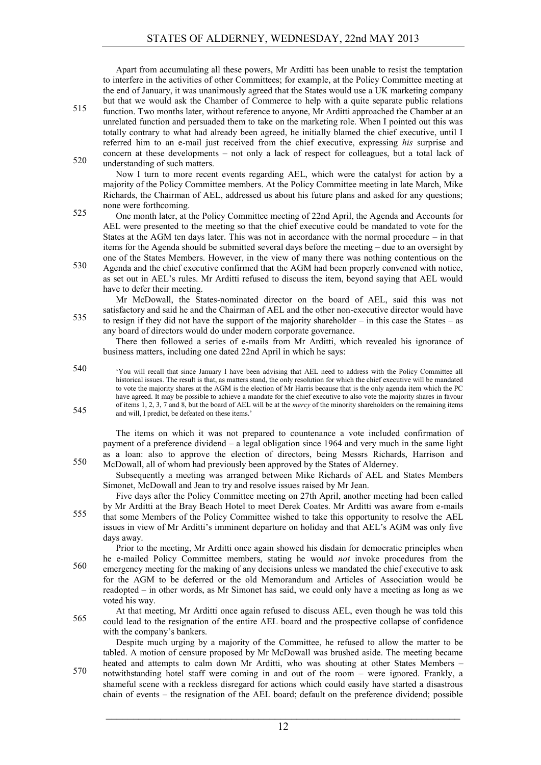Apart from accumulating all these powers, Mr Arditti has been unable to resist the temptation to interfere in the activities of other Committees; for example, at the Policy Committee meeting at the end of January, it was unanimously agreed that the States would use a UK marketing company but that we would ask the Chamber of Commerce to help with a quite separate public relations function. Two months later, without reference to anyone, Mr Arditti approached the Chamber at an unrelated function and persuaded them to take on the marketing role. When I pointed out this was totally contrary to what had already been agreed, he initially blamed the chief executive, until I referred him to an e-mail just received from the chief executive, expressing *his* surprise and concern at these developments – not only a lack of respect for colleagues, but a total lack of understanding of such matters.

Now I turn to more recent events regarding AEL, which were the catalyst for action by a majority of the Policy Committee members. At the Policy Committee meeting in late March, Mike Richards, the Chairman of AEL, addressed us about his future plans and asked for any questions; none were forthcoming.

One month later, at the Policy Committee meeting of 22nd April, the Agenda and Accounts for AEL were presented to the meeting so that the chief executive could be mandated to vote for the States at the AGM ten days later. This was not in accordance with the normal procedure – in that items for the Agenda should be submitted several days before the meeting – due to an oversight by one of the States Members. However, in the view of many there was nothing contentious on the Agenda and the chief executive confirmed that the AGM had been properly convened with notice, as set out in AEL's rules. Mr Arditti refused to discuss the item, beyond saying that AEL would have to defer their meeting.

Mr McDowall, the States-nominated director on the board of AEL, said this was not satisfactory and said he and the Chairman of AEL and the other non-executive director would have to resign if they did not have the support of the majority shareholder – in this case the States – as any board of directors would do under modern corporate governance.

There then followed a series of e-mails from Mr Arditti, which revealed his ignorance of business matters, including one dated 22nd April in which he says:

> 'You will recall that since January I have been advising that AEL need to address with the Policy Committee all historical issues. The result is that, as matters stand, the only resolution for which the chief executive will be mandated to vote the majority shares at the AGM is the election of Mr Harris because that is the only agenda item which the PC have agreed. It may be possible to achieve a mandate for the chief executive to also vote the majority shares in favour of items 1, 2, 3, 7 and 8, but the board of AEL will be at the *mercy* of the minority shareholders on the remaining items and will, I predict, be defeated on these items.'

The items on which it was not prepared to countenance a vote included confirmation of payment of a preference dividend – a legal obligation since 1964 and very much in the same light as a loan: also to approve the election of directors, being Messrs Richards, Harrison and McDowall, all of whom had previously been approved by the States of Alderney.

Subsequently a meeting was arranged between Mike Richards of AEL and States Members Simonet, McDowall and Jean to try and resolve issues raised by Mr Jean.

Five days after the Policy Committee meeting on 27th April, another meeting had been called by Mr Arditti at the Bray Beach Hotel to meet Derek Coates. Mr Arditti was aware from e-mails that some Members of the Policy Committee wished to take this opportunity to resolve the AEL issues in view of Mr Arditti's imminent departure on holiday and that AEL's AGM was only five days away.

Prior to the meeting, Mr Arditti once again showed his disdain for democratic principles when he e-mailed Policy Committee members, stating he would *not* invoke procedures from the emergency meeting for the making of any decisions unless we mandated the chief executive to ask for the AGM to be deferred or the old Memorandum and Articles of Association would be readopted – in other words, as Mr Simonet has said, we could only have a meeting as long as we voted his way.

At that meeting, Mr Arditti once again refused to discuss AEL, even though he was told this could lead to the resignation of the entire AEL board and the prospective collapse of confidence with the company's bankers.

Despite much urging by a majority of the Committee, he refused to allow the matter to be tabled. A motion of censure proposed by Mr McDowall was brushed aside. The meeting became heated and attempts to calm down Mr Arditti, who was shouting at other States Members – notwithstanding hotel staff were coming in and out of the room – were ignored. Frankly, a shameful scene with a reckless disregard for actions which could easily have started a disastrous chain of events – the resignation of the AEL board; default on the preference dividend; possible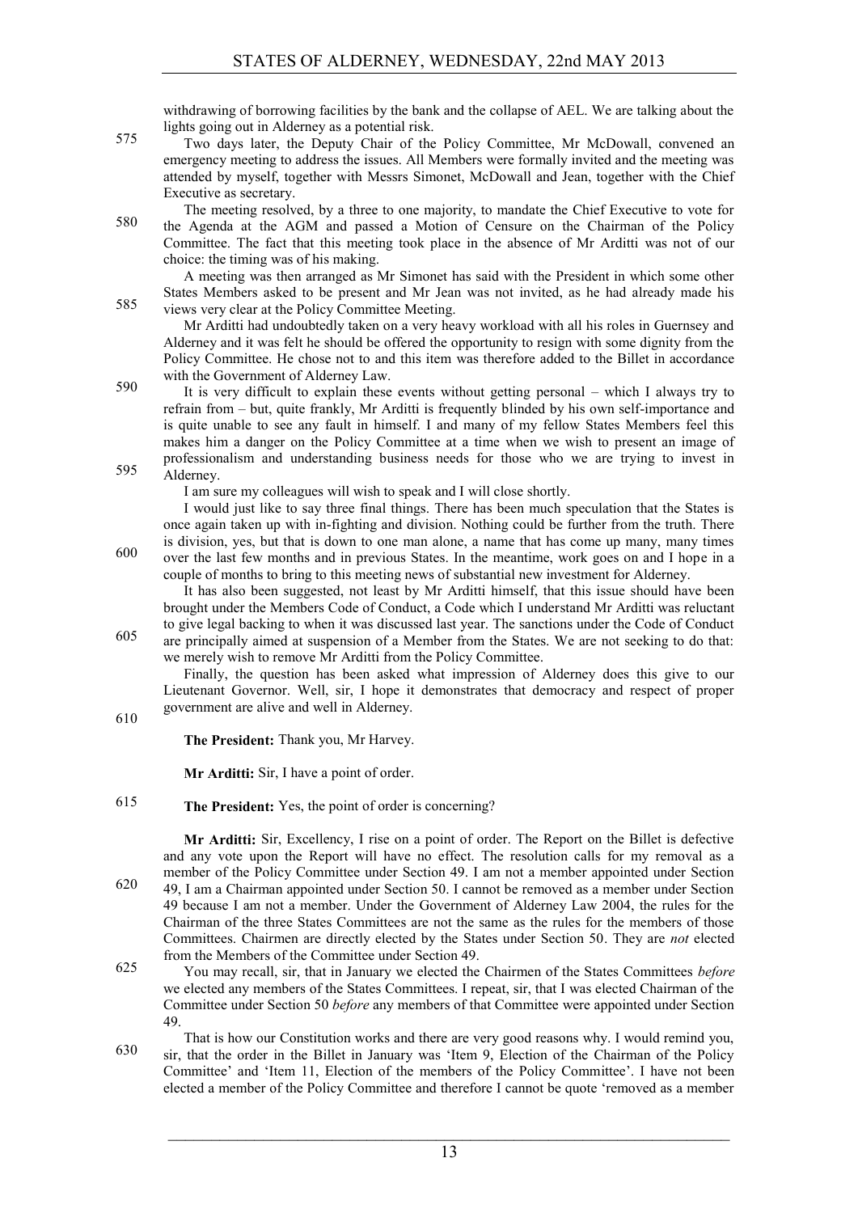withdrawing of borrowing facilities by the bank and the collapse of AEL. We are talking about the lights going out in Alderney as a potential risk.

Two days later, the Deputy Chair of the Policy Committee, Mr McDowall, convened an emergency meeting to address the issues. All Members were formally invited and the meeting was attended by myself, together with Messrs Simonet, McDowall and Jean, together with the Chief Executive as secretary.

The meeting resolved, by a three to one majority, to mandate the Chief Executive to vote for the Agenda at the AGM and passed a Motion of Censure on the Chairman of the Policy Committee. The fact that this meeting took place in the absence of Mr Arditti was not of our choice: the timing was of his making.

A meeting was then arranged as Mr Simonet has said with the President in which some other States Members asked to be present and Mr Jean was not invited, as he had already made his views very clear at the Policy Committee Meeting.

Mr Arditti had undoubtedly taken on a very heavy workload with all his roles in Guernsey and Alderney and it was felt he should be offered the opportunity to resign with some dignity from the Policy Committee. He chose not to and this item was therefore added to the Billet in accordance with the Government of Alderney Law.

It is very difficult to explain these events without getting personal – which I always try to refrain from – but, quite frankly, Mr Arditti is frequently blinded by his own self-importance and is quite unable to see any fault in himself. I and many of my fellow States Members feel this makes him a danger on the Policy Committee at a time when we wish to present an image of professionalism and understanding business needs for those who we are trying to invest in Alderney.

I am sure my colleagues will wish to speak and I will close shortly.

I would just like to say three final things. There has been much speculation that the States is once again taken up with in-fighting and division. Nothing could be further from the truth. There is division, yes, but that is down to one man alone, a name that has come up many, many times over the last few months and in previous States. In the meantime, work goes on and I hope in a couple of months to bring to this meeting news of substantial new investment for Alderney.

It has also been suggested, not least by Mr Arditti himself, that this issue should have been brought under the Members Code of Conduct, a Code which I understand Mr Arditti was reluctant to give legal backing to when it was discussed last year. The sanctions under the Code of Conduct are principally aimed at suspension of a Member from the States. We are not seeking to do that: we merely wish to remove Mr Arditti from the Policy Committee.

Finally, the question has been asked what impression of Alderney does this give to our Lieutenant Governor. Well, sir, I hope it demonstrates that democracy and respect of proper government are alive and well in Alderney.

**The President:** Thank you, Mr Harvey.

**Mr Arditti:** Sir, I have a point of order.

**The President:** Yes, the point of order is concerning?

**Mr Arditti:** Sir, Excellency, I rise on a point of order. The Report on the Billet is defective and any vote upon the Report will have no effect. The resolution calls for my removal as a member of the Policy Committee under Section 49. I am not a member appointed under Section 49, I am a Chairman appointed under Section 50. I cannot be removed as a member under Section 49 because I am not a member. Under the Government of Alderney Law 2004, the rules for the Chairman of the three States Committees are not the same as the rules for the members of those Committees. Chairmen are directly elected by the States under Section 50. They are *not* elected from the Members of the Committee under Section 49.

You may recall, sir, that in January we elected the Chairmen of the States Committees *before* we elected any members of the States Committees. I repeat, sir, that I was elected Chairman of the Committee under Section 50 *before* any members of that Committee were appointed under Section 49.

That is how our Constitution works and there are very good reasons why. I would remind you, sir, that the order in the Billet in January was 'Item 9, Election of the Chairman of the Policy Committee' and 'Item 11, Election of the members of the Policy Committee'. I have not been elected a member of the Policy Committee and therefore I cannot be quote 'removed as a member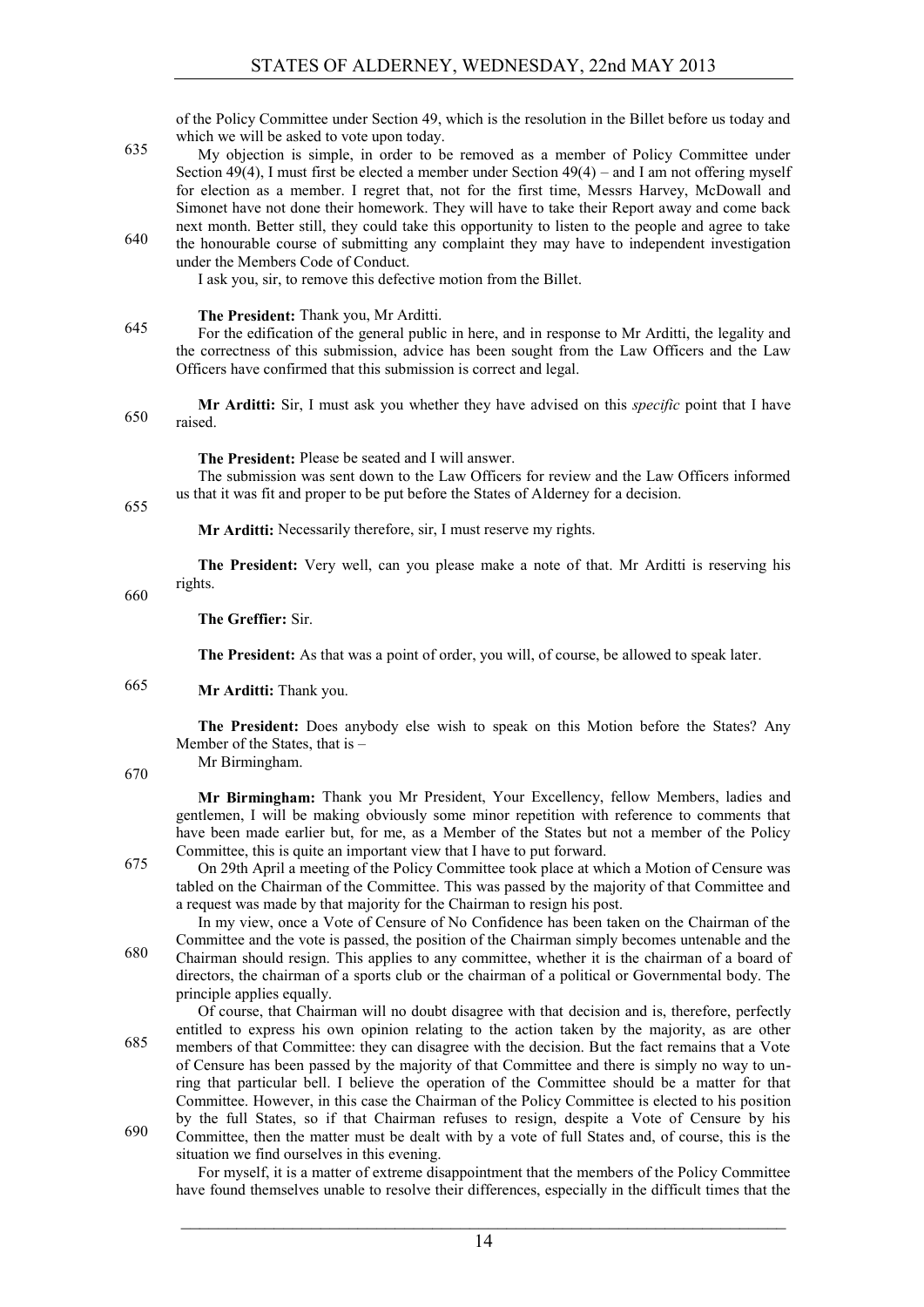of the Policy Committee under Section 49, which is the resolution in the Billet before us today and which we will be asked to vote upon today.

My objection is simple, in order to be removed as a member of Policy Committee under Section 49(4), I must first be elected a member under Section 49(4) – and I am not offering myself for election as a member. I regret that, not for the first time, Messrs Harvey, McDowall and Simonet have not done their homework. They will have to take their Report away and come back next month. Better still, they could take this opportunity to listen to the people and agree to take the honourable course of submitting any complaint they may have to independent investigation under the Members Code of Conduct.

I ask you, sir, to remove this defective motion from the Billet.

**The President:** Thank you, Mr Arditti.

For the edification of the general public in here, and in response to Mr Arditti, the legality and the correctness of this submission, advice has been sought from the Law Officers and the Law Officers have confirmed that this submission is correct and legal.

**Mr Arditti:** Sir, I must ask you whether they have advised on this *specific* point that I have raised.

**The President:** Please be seated and I will answer.

The submission was sent down to the Law Officers for review and the Law Officers informed us that it was fit and proper to be put before the States of Alderney for a decision.

**Mr Arditti:** Necessarily therefore, sir, I must reserve my rights.

**The President:** Very well, can you please make a note of that. Mr Arditti is reserving his rights.

**The Greffier:** Sir.

**The President:** As that was a point of order, you will, of course, be allowed to speak later.

**Mr Arditti:** Thank you.

**The President:** Does anybody else wish to speak on this Motion before the States? Any Member of the States, that is –

Mr Birmingham.

**Mr Birmingham:** Thank you Mr President, Your Excellency, fellow Members, ladies and gentlemen, I will be making obviously some minor repetition with reference to comments that have been made earlier but, for me, as a Member of the States but not a member of the Policy Committee, this is quite an important view that I have to put forward.

On 29th April a meeting of the Policy Committee took place at which a Motion of Censure was tabled on the Chairman of the Committee. This was passed by the majority of that Committee and a request was made by that majority for the Chairman to resign his post.

In my view, once a Vote of Censure of No Confidence has been taken on the Chairman of the Committee and the vote is passed, the position of the Chairman simply becomes untenable and the Chairman should resign. This applies to any committee, whether it is the chairman of a board of directors, the chairman of a sports club or the chairman of a political or Governmental body. The principle applies equally.

Of course, that Chairman will no doubt disagree with that decision and is, therefore, perfectly entitled to express his own opinion relating to the action taken by the majority, as are other members of that Committee: they can disagree with the decision. But the fact remains that a Vote of Censure has been passed by the majority of that Committee and there is simply no way to un-ring that particular bell. I believe the operation of the Committee should be a matter for that Committee. However, in this case the Chairman of the Policy Committee is elected to his position by the full States, so if that Chairman refuses to resign, despite a Vote of Censure by his Committee, then the matter must be dealt with by a vote of full States and, of course, this is the situation we find ourselves in this evening.

For myself, it is a matter of extreme disappointment that the members of the Policy Committee have found themselves unable to resolve their differences, especially in the difficult times that the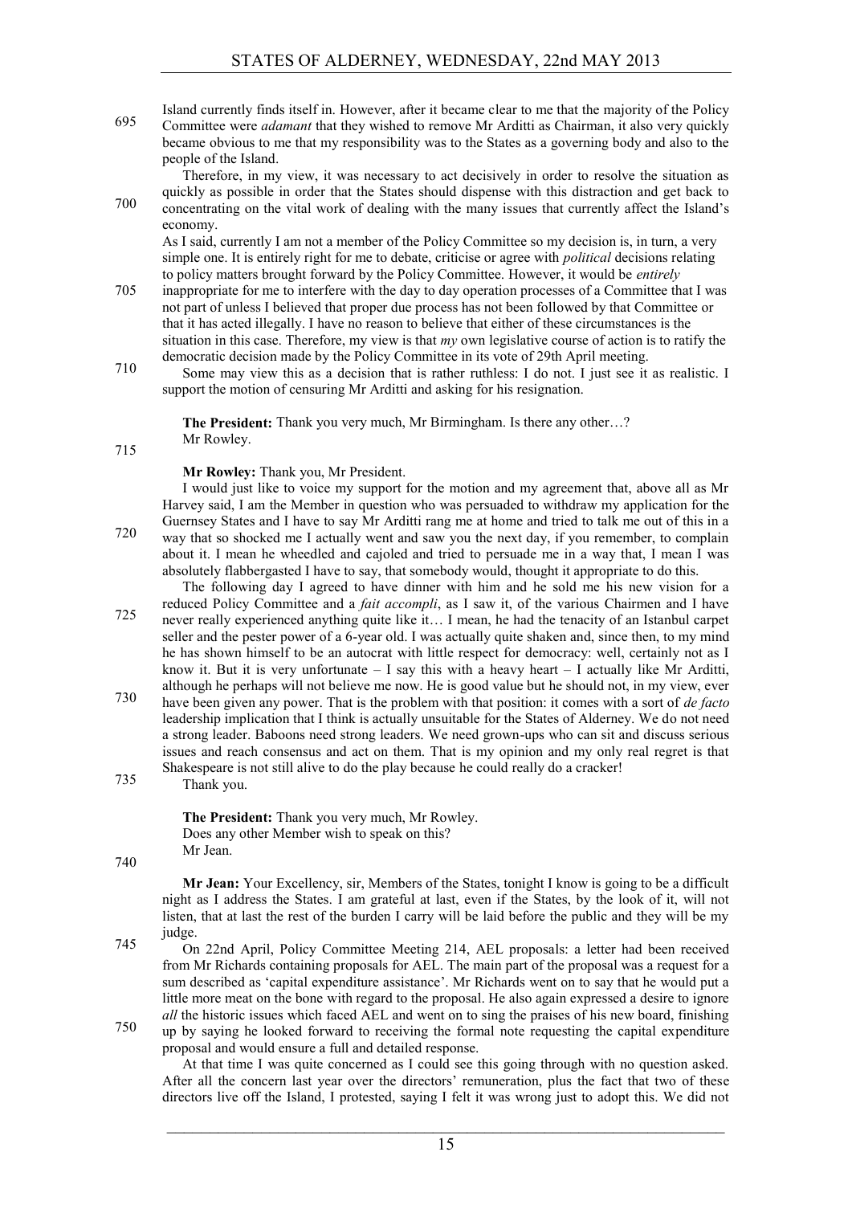Island currently finds itself in. However, after it became clear to me that the majority of the Policy Committee were *adamant* that they wished to remove Mr Arditti as Chairman, it also very quickly became obvious to me that my responsibility was to the States as a governing body and also to the people of the Island.

Therefore, in my view, it was necessary to act decisively in order to resolve the situation as quickly as possible in order that the States should dispense with this distraction and get back to concentrating on the vital work of dealing with the many issues that currently affect the Island's economy.

As I said, currently I am not a member of the Policy Committee so my decision is, in turn, a very simple one. It is entirely right for me to debate, criticise or agree with *political* decisions relating to policy matters brought forward by the Policy Committee. However, it would be *entirely* inappropriate for me to interfere with the day to day operation processes of a Committee that I was not part of unless I believed that proper due process has not been followed by that Committee or that it has acted illegally. I have no reason to believe that either of these circumstances is the situation in this case. Therefore, my view is that *my* own legislative course of action is to ratify the democratic decision made by the Policy Committee in its vote of 29th April meeting.

Some may view this as a decision that is rather ruthless: I do not. I just see it as realistic. I support the motion of censuring Mr Arditti and asking for his resignation.

**The President:** Thank you very much, Mr Birmingham. Is there any other…? Mr Rowley.

**Mr Rowley:** Thank you, Mr President.

I would just like to voice my support for the motion and my agreement that, above all as Mr Harvey said, I am the Member in question who was persuaded to withdraw my application for the Guernsey States and I have to say Mr Arditti rang me at home and tried to talk me out of this in a way that so shocked me I actually went and saw you the next day, if you remember, to complain about it. I mean he wheedled and cajoled and tried to persuade me in a way that, I mean I was absolutely flabbergasted I have to say, that somebody would, thought it appropriate to do this.

The following day I agreed to have dinner with him and he sold me his new vision for a reduced Policy Committee and a *fait accompli*, as I saw it, of the various Chairmen and I have never really experienced anything quite like it… I mean, he had the tenacity of an Istanbul carpet seller and the pester power of a 6-year old. I was actually quite shaken and, since then, to my mind he has shown himself to be an autocrat with little respect for democracy: well, certainly not as I know it. But it is very unfortunate – I say this with a heavy heart – I actually like Mr Arditti, although he perhaps will not believe me now. He is good value but he should not, in my view, ever have been given any power. That is the problem with that position: it comes with a sort of *de facto* leadership implication that I think is actually unsuitable for the States of Alderney. We do not need a strong leader. Baboons need strong leaders. We need grown-ups who can sit and discuss serious issues and reach consensus and act on them. That is my opinion and my only real regret is that Shakespeare is not still alive to do the play because he could really do a cracker!

Thank you.

**The President:** Thank you very much, Mr Rowley.

Does any other Member wish to speak on this?

Mr Jean.

**Mr Jean:** Your Excellency, sir, Members of the States, tonight I know is going to be a difficult night as I address the States. I am grateful at last, even if the States, by the look of it, will not listen, that at last the rest of the burden I carry will be laid before the public and they will be my judge.

On 22nd April, Policy Committee Meeting 214, AEL proposals: a letter had been received from Mr Richards containing proposals for AEL. The main part of the proposal was a request for a sum described as 'capital expenditure assistance'. Mr Richards went on to say that he would put a little more meat on the bone with regard to the proposal. He also again expressed a desire to ignore *all* the historic issues which faced AEL and went on to sing the praises of his new board, finishing up by saying he looked forward to receiving the formal note requesting the capital expenditure proposal and would ensure a full and detailed response.

At that time I was quite concerned as I could see this going through with no question asked. After all the concern last year over the directors' remuneration, plus the fact that two of these directors live off the Island, I protested, saying I felt it was wrong just to adopt this. We did not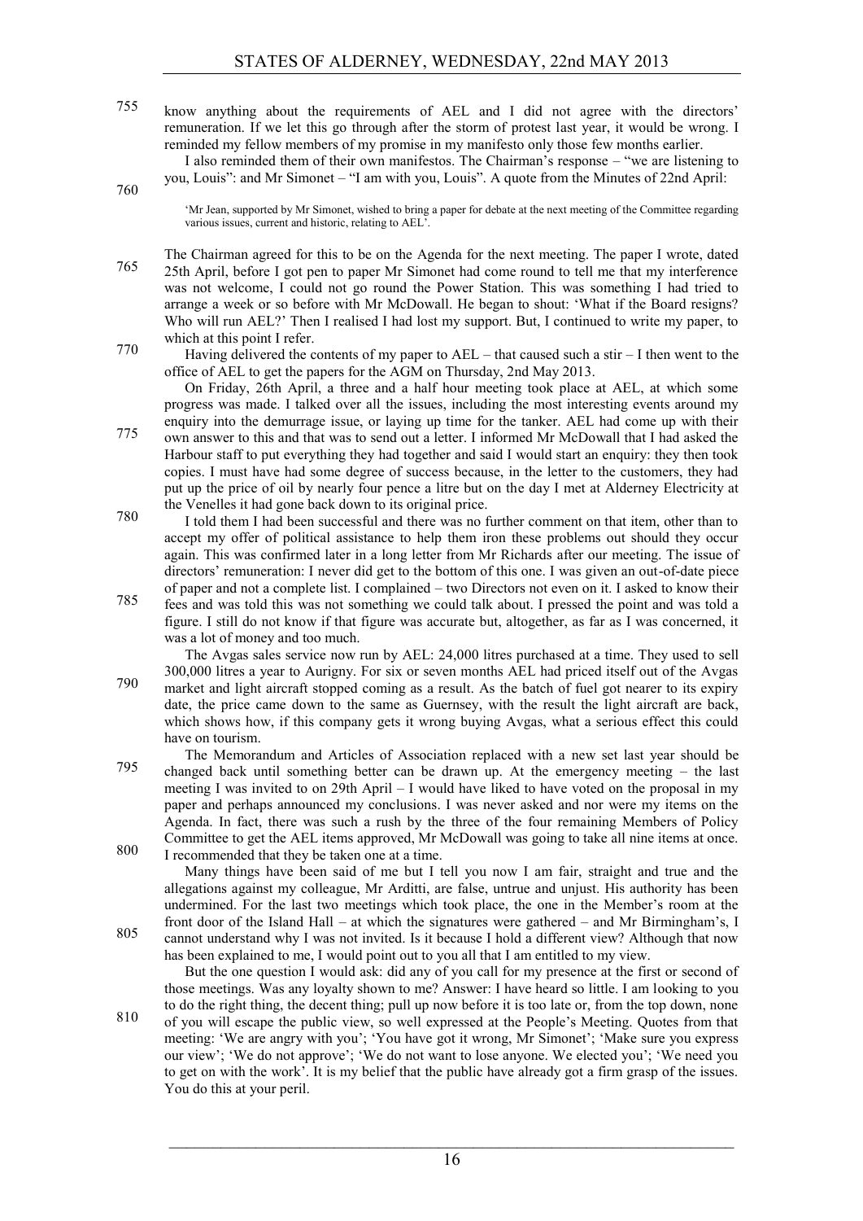know anything about the requirements of AEL and I did not agree with the directors' remuneration. If we let this go through after the storm of protest last year, it would be wrong. I reminded my fellow members of my promise in my manifesto only those few months earlier.

I also reminded them of their own manifestos. The Chairman's response – "we are listening to you, Louis": and Mr Simonet – "I am with you, Louis". A quote from the Minutes of 22nd April:

> 'Mr Jean, supported by Mr Simonet, wished to bring a paper for debate at the next meeting of the Committee regarding various issues, current and historic, relating to AEL'.

The Chairman agreed for this to be on the Agenda for the next meeting. The paper I wrote, dated 25th April, before I got pen to paper Mr Simonet had come round to tell me that my interference was not welcome, I could not go round the Power Station. This was something I had tried to arrange a week or so before with Mr McDowall. He began to shout: 'What if the Board resigns? Who will run AEL?' Then I realised I had lost my support. But, I continued to write my paper, to which at this point I refer.

Having delivered the contents of my paper to AEL – that caused such a stir – I then went to the office of AEL to get the papers for the AGM on Thursday, 2nd May 2013.

On Friday, 26th April, a three and a half hour meeting took place at AEL, at which some progress was made. I talked over all the issues, including the most interesting events around my enquiry into the demurrage issue, or laying up time for the tanker. AEL had come up with their own answer to this and that was to send out a letter. I informed Mr McDowall that I had asked the Harbour staff to put everything they had together and said I would start an enquiry: they then took copies. I must have had some degree of success because, in the letter to the customers, they had put up the price of oil by nearly four pence a litre but on the day I met at Alderney Electricity at the Venelles it had gone back down to its original price.

I told them I had been successful and there was no further comment on that item, other than to accept my offer of political assistance to help them iron these problems out should they occur again. This was confirmed later in a long letter from Mr Richards after our meeting. The issue of directors' remuneration: I never did get to the bottom of this one. I was given an out-of-date piece of paper and not a complete list. I complained – two Directors not even on it. I asked to know their fees and was told this was not something we could talk about. I pressed the point and was told a figure. I still do not know if that figure was accurate but, altogether, as far as I was concerned, it was a lot of money and too much.

The Avgas sales service now run by AEL: 24,000 litres purchased at a time. They used to sell 300,000 litres a year to Aurigny. For six or seven months AEL had priced itself out of the Avgas market and light aircraft stopped coming as a result. As the batch of fuel got nearer to its expiry date, the price came down to the same as Guernsey, with the result the light aircraft are back, which shows how, if this company gets it wrong buying Avgas, what a serious effect this could have on tourism.

The Memorandum and Articles of Association replaced with a new set last year should be changed back until something better can be drawn up. At the emergency meeting – the last meeting I was invited to on 29th April – I would have liked to have voted on the proposal in my paper and perhaps announced my conclusions. I was never asked and nor were my items on the Agenda. In fact, there was such a rush by the three of the four remaining Members of Policy Committee to get the AEL items approved, Mr McDowall was going to take all nine items at once. I recommended that they be taken one at a time.

Many things have been said of me but I tell you now I am fair, straight and true and the allegations against my colleague, Mr Arditti, are false, untrue and unjust. His authority has been undermined. For the last two meetings which took place, the one in the Member's room at the front door of the Island Hall – at which the signatures were gathered – and Mr Birmingham's, I cannot understand why I was not invited. Is it because I hold a different view? Although that now has been explained to me, I would point out to you all that I am entitled to my view.

But the one question I would ask: did any of you call for my presence at the first or second of those meetings. Was any loyalty shown to me? Answer: I have heard so little. I am looking to you to do the right thing, the decent thing; pull up now before it is too late or, from the top down, none of you will escape the public view, so well expressed at the People's Meeting. Quotes from that meeting: 'We are angry with you'; 'You have got it wrong, Mr Simonet'; 'Make sure you express our view'; 'We do not approve'; 'We do not want to lose anyone. We elected you'; 'We need you to get on with the work'. It is my belief that the public have already got a firm grasp of the issues. You do this at your peril.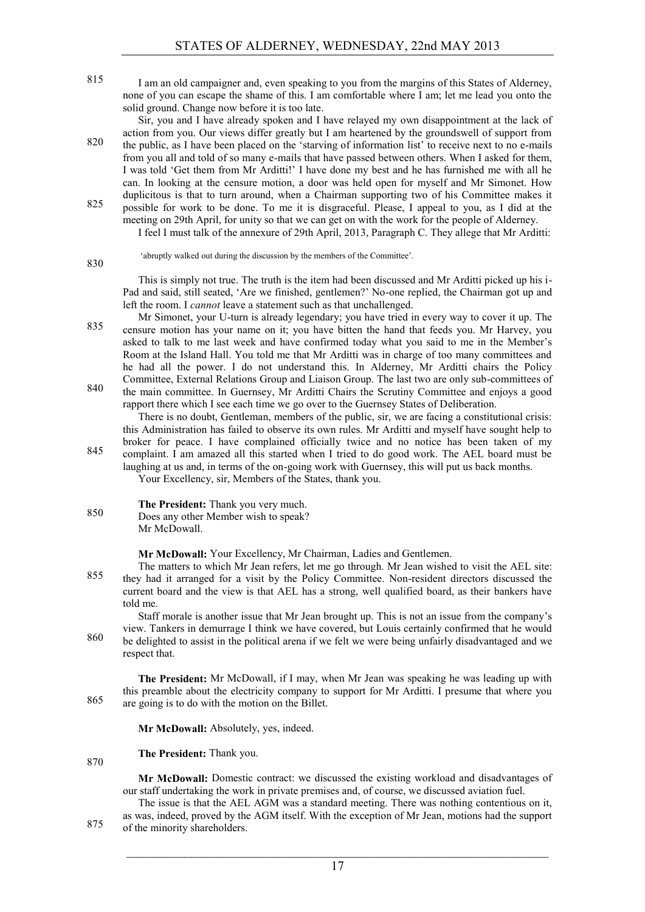I am an old campaigner and, even speaking to you from the margins of this States of Alderney, none of you can escape the shame of this. I am comfortable where I am; let me lead you onto the solid ground. Change now before it is too late.

Sir, you and I have already spoken and I have relayed my own disappointment at the lack of action from you. Our views differ greatly but I am heartened by the groundswell of support from the public, as I have been placed on the 'starving of information list' to receive next to no e-mails from you all and told of so many e-mails that have passed between others. When I asked for them, I was told 'Get them from Mr Arditti!' I have done my best and he has furnished me with all he can. In looking at the censure motion, a door was held open for myself and Mr Simonet. How duplicitous is that to turn around, when a Chairman supporting two of his Committee makes it possible for work to be done. To me it is disgraceful. Please, I appeal to you, as I did at the meeting on 29th April, for unity so that we can get on with the work for the people of Alderney.

I feel I must talk of the annexure of 29th April, 2013, Paragraph C. They allege that Mr Arditti:

> 'abruptly walked out during the discussion by the members of the Committee'.

This is simply not true. The truth is the item had been discussed and Mr Arditti picked up his i-Pad and said, still seated, 'Are we finished, gentlemen?' No-one replied, the Chairman got up and left the room. I *cannot* leave a statement such as that unchallenged.

Mr Simonet, your U-turn is already legendary; you have tried in every way to cover it up. The censure motion has your name on it; you have bitten the hand that feeds you. Mr Harvey, you asked to talk to me last week and have confirmed today what you said to me in the Member's Room at the Island Hall. You told me that Mr Arditti was in charge of too many committees and he had all the power. I do not understand this. In Alderney, Mr Arditti chairs the Policy Committee, External Relations Group and Liaison Group. The last two are only sub-committees of the main committee. In Guernsey, Mr Arditti Chairs the Scrutiny Committee and enjoys a good rapport there which I see each time we go over to the Guernsey States of Deliberation.

There is no doubt, Gentleman, members of the public, sir, we are facing a constitutional crisis: this Administration has failed to observe its own rules. Mr Arditti and myself have sought help to broker for peace. I have complained officially twice and no notice has been taken of my complaint. I am amazed all this started when I tried to do good work. The AEL board must be laughing at us and, in terms of the on-going work with Guernsey, this will put us back months.

Your Excellency, sir, Members of the States, thank you.

**The President:** Thank you very much.

Does any other Member wish to speak?

Mr McDowall.

**Mr McDowall:** Your Excellency, Mr Chairman, Ladies and Gentlemen.

The matters to which Mr Jean refers, let me go through. Mr Jean wished to visit the AEL site: they had it arranged for a visit by the Policy Committee. Non-resident directors discussed the current board and the view is that AEL has a strong, well qualified board, as their bankers have told me.

Staff morale is another issue that Mr Jean brought up. This is not an issue from the company's view. Tankers in demurrage I think we have covered, but Louis certainly confirmed that he would be delighted to assist in the political arena if we felt we were being unfairly disadvantaged and we respect that.

**The President:** Mr McDowall, if I may, when Mr Jean was speaking he was leading up with this preamble about the electricity company to support for Mr Arditti. I presume that where you are going is to do with the motion on the Billet.

**Mr McDowall:** Absolutely, yes, indeed.

**The President:** Thank you.

**Mr McDowall:** Domestic contract: we discussed the existing workload and disadvantages of our staff undertaking the work in private premises and, of course, we discussed aviation fuel.

The issue is that the AEL AGM was a standard meeting. There was nothing contentious on it, as was, indeed, proved by the AGM itself. With the exception of Mr Jean, motions had the support of the minority shareholders.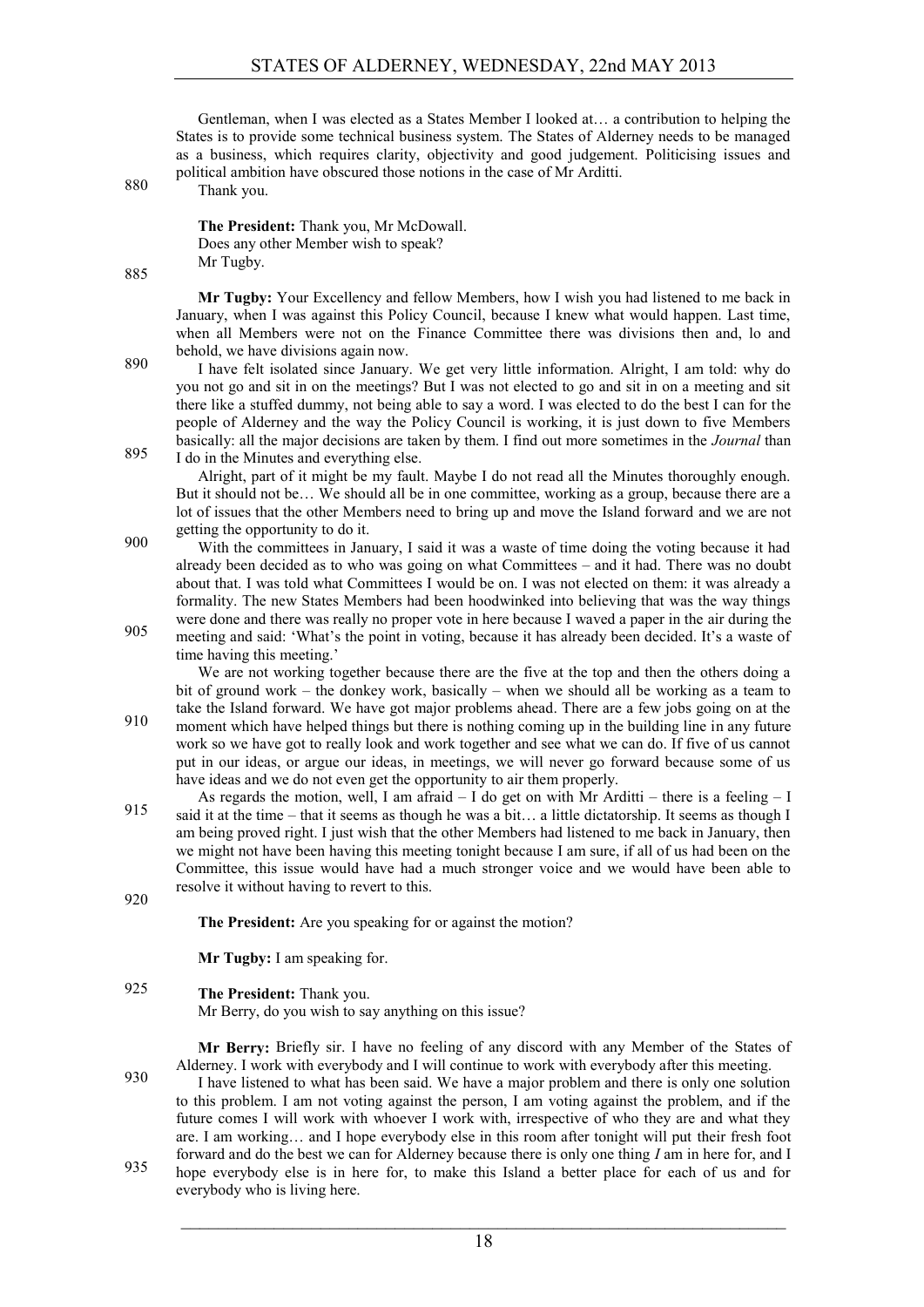Gentleman, when I was elected as a States Member I looked at… a contribution to helping the States is to provide some technical business system. The States of Alderney needs to be managed as a business, which requires clarity, objectivity and good judgement. Politicising issues and political ambition have obscured those notions in the case of Mr Arditti.

Thank you.

**The President:** Thank you, Mr McDowall.

Does any other Member wish to speak?

Mr Tugby.

**Mr Tugby:** Your Excellency and fellow Members, how I wish you had listened to me back in January, when I was against this Policy Council, because I knew what would happen. Last time, when all Members were not on the Finance Committee there was divisions then and, lo and behold, we have divisions again now.

I have felt isolated since January. We get very little information. Alright, I am told: why do you not go and sit in on the meetings? But I was not elected to go and sit in on a meeting and sit there like a stuffed dummy, not being able to say a word. I was elected to do the best I can for the people of Alderney and the way the Policy Council is working, it is just down to five Members basically: all the major decisions are taken by them. I find out more sometimes in the *Journal* than I do in the Minutes and everything else.

Alright, part of it might be my fault. Maybe I do not read all the Minutes thoroughly enough. But it should not be… We should all be in one committee, working as a group, because there are a lot of issues that the other Members need to bring up and move the Island forward and we are not getting the opportunity to do it.

With the committees in January, I said it was a waste of time doing the voting because it had already been decided as to who was going on what Committees – and it had. There was no doubt about that. I was told what Committees I would be on. I was not elected on them: it was already a formality. The new States Members had been hoodwinked into believing that was the way things were done and there was really no proper vote in here because I waved a paper in the air during the meeting and said: 'What's the point in voting, because it has already been decided. It's a waste of time having this meeting.'

We are not working together because there are the five at the top and then the others doing a bit of ground work – the donkey work, basically – when we should all be working as a team to take the Island forward. We have got major problems ahead. There are a few jobs going on at the moment which have helped things but there is nothing coming up in the building line in any future work so we have got to really look and work together and see what we can do. If five of us cannot put in our ideas, or argue our ideas, in meetings, we will never go forward because some of us have ideas and we do not even get the opportunity to air them properly.

As regards the motion, well, I am afraid – I do get on with Mr Arditti – there is a feeling – I said it at the time – that it seems as though he was a bit… a little dictatorship. It seems as though I am being proved right. I just wish that the other Members had listened to me back in January, then we might not have been having this meeting tonight because I am sure, if all of us had been on the Committee, this issue would have had a much stronger voice and we would have been able to resolve it without having to revert to this.

**The President:** Are you speaking for or against the motion?

**Mr Tugby:** I am speaking for.

**The President:** Thank you.

Mr Berry, do you wish to say anything on this issue?

**Mr Berry:** Briefly sir. I have no feeling of any discord with any Member of the States of Alderney. I work with everybody and I will continue to work with everybody after this meeting.

I have listened to what has been said. We have a major problem and there is only one solution to this problem. I am not voting against the person, I am voting against the problem, and if the future comes I will work with whoever I work with, irrespective of who they are and what they are. I am working… and I hope everybody else in this room after tonight will put their fresh foot forward and do the best we can for Alderney because there is only one thing *I* am in here for, and I hope everybody else is in here for, to make this Island a better place for each of us and for everybody who is living here.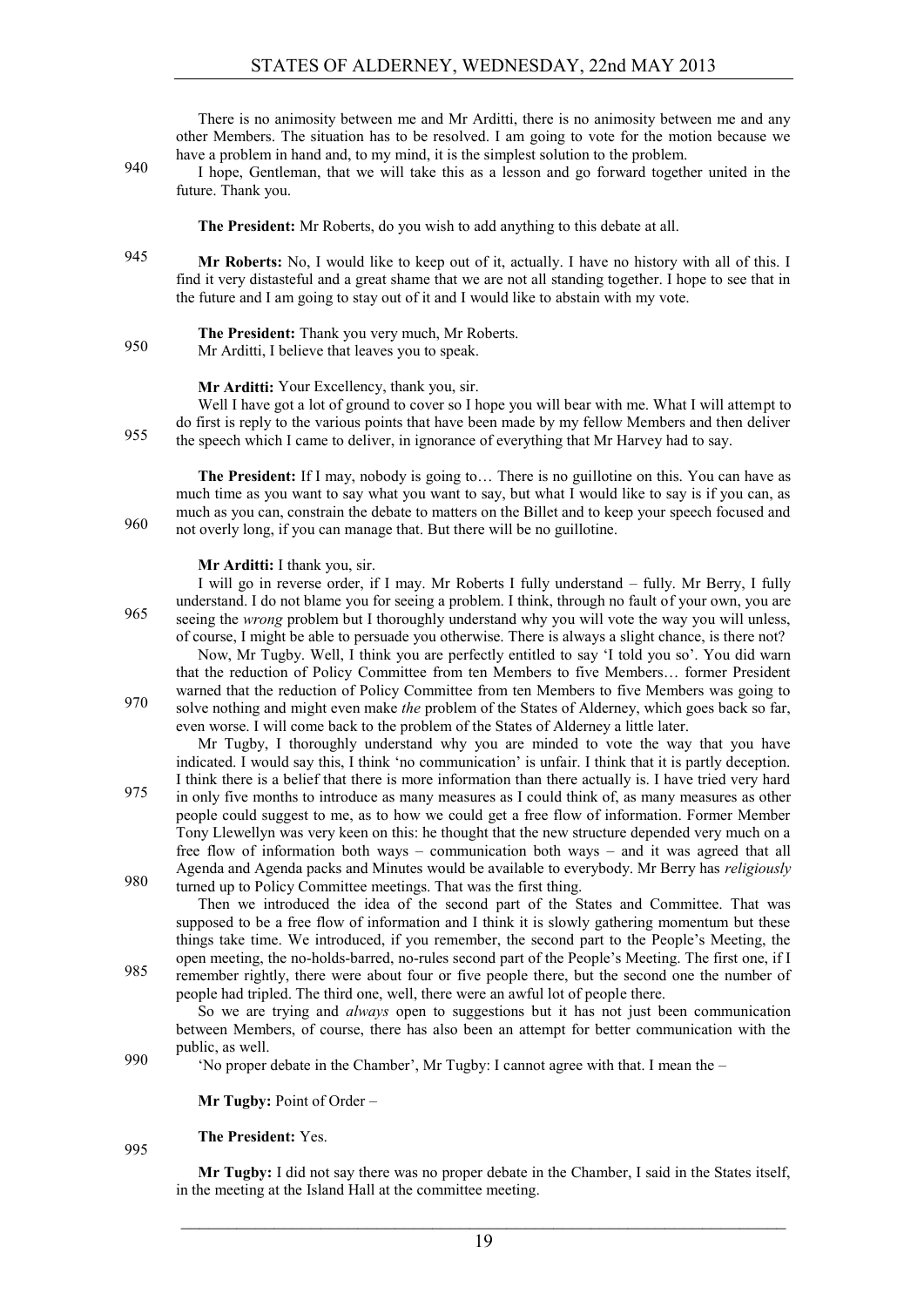There is no animosity between me and Mr Arditti, there is no animosity between me and any other Members. The situation has to be resolved. I am going to vote for the motion because we have a problem in hand and, to my mind, it is the simplest solution to the problem.

I hope, Gentleman, that we will take this as a lesson and go forward together united in the future. Thank you.

**The President:** Mr Roberts, do you wish to add anything to this debate at all.

**Mr Roberts:** No, I would like to keep out of it, actually. I have no history with all of this. I find it very distasteful and a great shame that we are not all standing together. I hope to see that in the future and I am going to stay out of it and I would like to abstain with my vote.

**The President:** Thank you very much, Mr Roberts.

Mr Arditti, I believe that leaves you to speak.

**Mr Arditti:** Your Excellency, thank you, sir.

Well I have got a lot of ground to cover so I hope you will bear with me. What I will attempt to do first is reply to the various points that have been made by my fellow Members and then deliver the speech which I came to deliver, in ignorance of everything that Mr Harvey had to say.

**The President:** If I may, nobody is going to… There is no guillotine on this. You can have as much time as you want to say what you want to say, but what I would like to say is if you can, as much as you can, constrain the debate to matters on the Billet and to keep your speech focused and not overly long, if you can manage that. But there will be no guillotine.

**Mr Arditti:** I thank you, sir.

I will go in reverse order, if I may. Mr Roberts I fully understand – fully. Mr Berry, I fully understand. I do not blame you for seeing a problem. I think, through no fault of your own, you are seeing the *wrong* problem but I thoroughly understand why you will vote the way you will unless, of course, I might be able to persuade you otherwise. There is always a slight chance, is there not?

Now, Mr Tugby. Well, I think you are perfectly entitled to say 'I told you so'. You did warn that the reduction of Policy Committee from ten Members to five Members… former President warned that the reduction of Policy Committee from ten Members to five Members was going to solve nothing and might even make *the* problem of the States of Alderney, which goes back so far, even worse. I will come back to the problem of the States of Alderney a little later.

Mr Tugby, I thoroughly understand why you are minded to vote the way that you have indicated. I would say this, I think 'no communication' is unfair. I think that it is partly deception. I think there is a belief that there is more information than there actually is. I have tried very hard in only five months to introduce as many measures as I could think of, as many measures as other people could suggest to me, as to how we could get a free flow of information. Former Member Tony Llewellyn was very keen on this: he thought that the new structure depended very much on a free flow of information both ways – communication both ways – and it was agreed that all Agenda and Agenda packs and Minutes would be available to everybody. Mr Berry has *religiously* turned up to Policy Committee meetings. That was the first thing.

Then we introduced the idea of the second part of the States and Committee. That was supposed to be a free flow of information and I think it is slowly gathering momentum but these things take time. We introduced, if you remember, the second part to the People's Meeting, the open meeting, the no-holds-barred, no-rules second part of the People's Meeting. The first one, if I remember rightly, there were about four or five people there, but the second one the number of people had tripled. The third one, well, there were an awful lot of people there.

So we are trying and *always* open to suggestions but it has not just been communication between Members, of course, there has also been an attempt for better communication with the public, as well.

'No proper debate in the Chamber', Mr Tugby: I cannot agree with that. I mean the –

**Mr Tugby:** Point of Order –

**The President:** Yes.

**Mr Tugby:** I did not say there was no proper debate in the Chamber, I said in the States itself, in the meeting at the Island Hall at the committee meeting.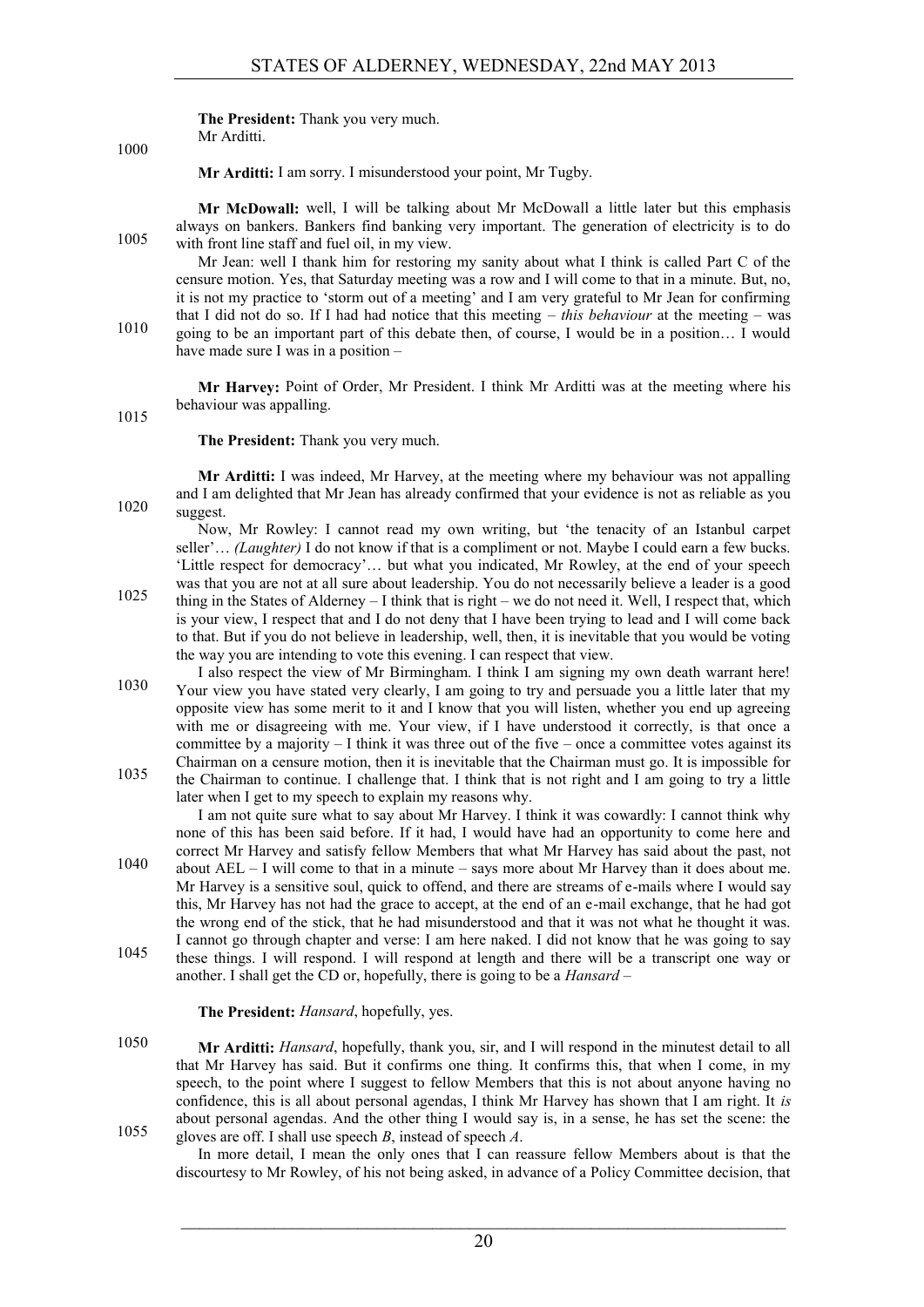**The President:** Thank you very much.
Mr Arditti.

**Mr Arditti:** I am sorry. I misunderstood your point, Mr Tugby.

**Mr McDowall:** well, I will be talking about Mr McDowall a little later but this emphasis always on bankers. Bankers find banking very important. The generation of electricity is to do with front line staff and fuel oil, in my view.

Mr Jean: well I thank him for restoring my sanity about what I think is called Part C of the censure motion. Yes, that Saturday meeting was a row and I will come to that in a minute. But, no, it is not my practice to 'storm out of a meeting' and I am very grateful to Mr Jean for confirming that I did not do so. If I had had notice that this meeting – *this behaviour* at the meeting – was going to be an important part of this debate then, of course, I would be in a position… I would have made sure I was in a position –

**Mr Harvey:** Point of Order, Mr President. I think Mr Arditti was at the meeting where his behaviour was appalling.

**The President:** Thank you very much.

**Mr Arditti:** I was indeed, Mr Harvey, at the meeting where my behaviour was not appalling and I am delighted that Mr Jean has already confirmed that your evidence is not as reliable as you suggest.

Now, Mr Rowley: I cannot read my own writing, but 'the tenacity of an Istanbul carpet seller'… *(Laughter)* I do not know if that is a compliment or not. Maybe I could earn a few bucks. 'Little respect for democracy'… but what you indicated, Mr Rowley, at the end of your speech was that you are not at all sure about leadership. You do not necessarily believe a leader is a good thing in the States of Alderney – I think that is right – we do not need it. Well, I respect that, which is your view, I respect that and I do not deny that I have been trying to lead and I will come back to that. But if you do not believe in leadership, well, then, it is inevitable that you would be voting the way you are intending to vote this evening. I can respect that view.

I also respect the view of Mr Birmingham. I think I am signing my own death warrant here! Your view you have stated very clearly, I am going to try and persuade you a little later that my opposite view has some merit to it and I know that you will listen, whether you end up agreeing with me or disagreeing with me. Your view, if I have understood it correctly, is that once a committee by a majority – I think it was three out of the five – once a committee votes against its Chairman on a censure motion, then it is inevitable that the Chairman must go. It is impossible for the Chairman to continue. I challenge that. I think that is not right and I am going to try a little later when I get to my speech to explain my reasons why.

I am not quite sure what to say about Mr Harvey. I think it was cowardly: I cannot think why none of this has been said before. If it had, I would have had an opportunity to come here and correct Mr Harvey and satisfy fellow Members that what Mr Harvey has said about the past, not about AEL – I will come to that in a minute – says more about Mr Harvey than it does about me. Mr Harvey is a sensitive soul, quick to offend, and there are streams of e-mails where I would say this, Mr Harvey has not had the grace to accept, at the end of an e-mail exchange, that he had got the wrong end of the stick, that he had misunderstood and that it was not what he thought it was. I cannot go through chapter and verse: I am here naked. I did not know that he was going to say these things. I will respond. I will respond at length and there will be a transcript one way or another. I shall get the CD or, hopefully, there is going to be a *Hansard* –

**The President:** *Hansard*, hopefully, yes.

**Mr Arditti:** *Hansard*, hopefully, thank you, sir, and I will respond in the minutest detail to all that Mr Harvey has said. But it confirms one thing. It confirms this, that when I come, in my speech, to the point where I suggest to fellow Members that this is not about anyone having no confidence, this is all about personal agendas, I think Mr Harvey has shown that I am right. It *is* about personal agendas. And the other thing I would say is, in a sense, he has set the scene: the gloves are off. I shall use speech *B*, instead of speech *A*.

In more detail, I mean the only ones that I can reassure fellow Members about is that the discourtesy to Mr Rowley, of his not being asked, in advance of a Policy Committee decision, that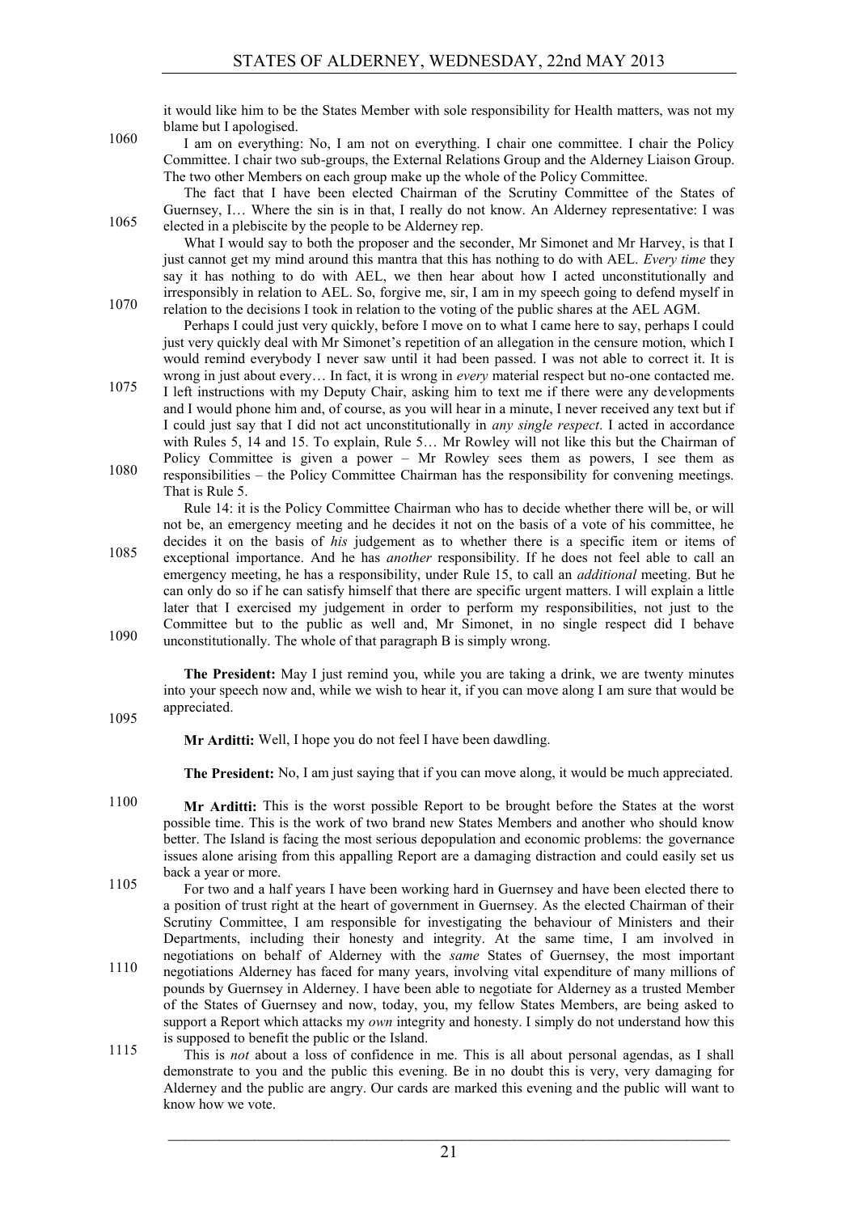it would like him to be the States Member with sole responsibility for Health matters, was not my blame but I apologised.

I am on everything: No, I am not on everything. I chair one committee. I chair the Policy Committee. I chair two sub-groups, the External Relations Group and the Alderney Liaison Group. The two other Members on each group make up the whole of the Policy Committee.

The fact that I have been elected Chairman of the Scrutiny Committee of the States of Guernsey, I… Where the sin is in that, I really do not know. An Alderney representative: I was elected in a plebiscite by the people to be Alderney rep.

What I would say to both the proposer and the seconder, Mr Simonet and Mr Harvey, is that I just cannot get my mind around this mantra that this has nothing to do with AEL. *Every time* they say it has nothing to do with AEL, we then hear about how I acted unconstitutionally and irresponsibly in relation to AEL. So, forgive me, sir, I am in my speech going to defend myself in relation to the decisions I took in relation to the voting of the public shares at the AEL AGM.

Perhaps I could just very quickly, before I move on to what I came here to say, perhaps I could just very quickly deal with Mr Simonet's repetition of an allegation in the censure motion, which I would remind everybody I never saw until it had been passed. I was not able to correct it. It is wrong in just about every… In fact, it is wrong in *every* material respect but no-one contacted me. I left instructions with my Deputy Chair, asking him to text me if there were any developments and I would phone him and, of course, as you will hear in a minute, I never received any text but if I could just say that I did not act unconstitutionally in *any single respect*. I acted in accordance with Rules 5, 14 and 15. To explain, Rule 5… Mr Rowley will not like this but the Chairman of Policy Committee is given a power – Mr Rowley sees them as powers, I see them as responsibilities – the Policy Committee Chairman has the responsibility for convening meetings. That is Rule 5.

Rule 14: it is the Policy Committee Chairman who has to decide whether there will be, or will not be, an emergency meeting and he decides it not on the basis of a vote of his committee, he decides it on the basis of *his* judgement as to whether there is a specific item or items of exceptional importance. And he has *another* responsibility. If he does not feel able to call an emergency meeting, he has a responsibility, under Rule 15, to call an *additional* meeting. But he can only do so if he can satisfy himself that there are specific urgent matters. I will explain a little later that I exercised my judgement in order to perform my responsibilities, not just to the Committee but to the public as well and, Mr Simonet, in no single respect did I behave unconstitutionally. The whole of that paragraph B is simply wrong.

**The President:** May I just remind you, while you are taking a drink, we are twenty minutes into your speech now and, while we wish to hear it, if you can move along I am sure that would be appreciated.

**Mr Arditti:** Well, I hope you do not feel I have been dawdling.

**The President:** No, I am just saying that if you can move along, it would be much appreciated.

**Mr Arditti:** This is the worst possible Report to be brought before the States at the worst possible time. This is the work of two brand new States Members and another who should know better. The Island is facing the most serious depopulation and economic problems: the governance issues alone arising from this appalling Report are a damaging distraction and could easily set us back a year or more.

For two and a half years I have been working hard in Guernsey and have been elected there to a position of trust right at the heart of government in Guernsey. As the elected Chairman of their Scrutiny Committee, I am responsible for investigating the behaviour of Ministers and their Departments, including their honesty and integrity. At the same time, I am involved in negotiations on behalf of Alderney with the *same* States of Guernsey, the most important negotiations Alderney has faced for many years, involving vital expenditure of many millions of pounds by Guernsey in Alderney. I have been able to negotiate for Alderney as a trusted Member of the States of Guernsey and now, today, you, my fellow States Members, are being asked to support a Report which attacks my *own* integrity and honesty. I simply do not understand how this is supposed to benefit the public or the Island.

This is *not* about a loss of confidence in me. This is all about personal agendas, as I shall demonstrate to you and the public this evening. Be in no doubt this is very, very damaging for Alderney and the public are angry. Our cards are marked this evening and the public will want to know how we vote.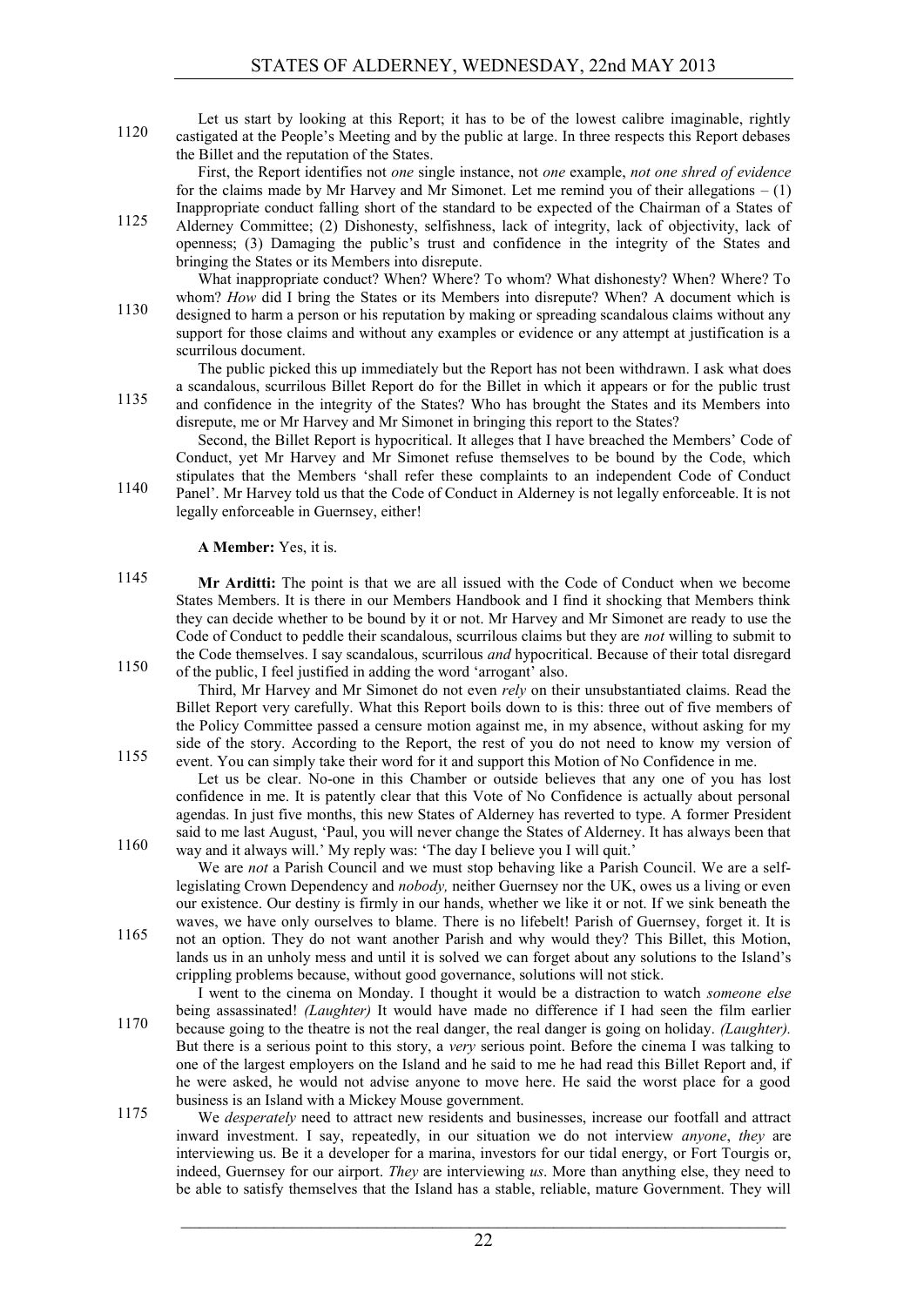Let us start by looking at this Report; it has to be of the lowest calibre imaginable, rightly castigated at the People's Meeting and by the public at large. In three respects this Report debases the Billet and the reputation of the States.

First, the Report identifies not *one* single instance, not *one* example, *not one shred of evidence* for the claims made by Mr Harvey and Mr Simonet. Let me remind you of their allegations – (1) Inappropriate conduct falling short of the standard to be expected of the Chairman of a States of Alderney Committee; (2) Dishonesty, selfishness, lack of integrity, lack of objectivity, lack of openness; (3) Damaging the public's trust and confidence in the integrity of the States and bringing the States or its Members into disrepute.

What inappropriate conduct? When? Where? To whom? What dishonesty? When? Where? To whom? *How* did I bring the States or its Members into disrepute? When? A document which is designed to harm a person or his reputation by making or spreading scandalous claims without any support for those claims and without any examples or evidence or any attempt at justification is a scurrilous document.

The public picked this up immediately but the Report has not been withdrawn. I ask what does a scandalous, scurrilous Billet Report do for the Billet in which it appears or for the public trust and confidence in the integrity of the States? Who has brought the States and its Members into disrepute, me or Mr Harvey and Mr Simonet in bringing this report to the States?

Second, the Billet Report is hypocritical. It alleges that I have breached the Members' Code of Conduct, yet Mr Harvey and Mr Simonet refuse themselves to be bound by the Code, which stipulates that the Members 'shall refer these complaints to an independent Code of Conduct Panel'. Mr Harvey told us that the Code of Conduct in Alderney is not legally enforceable. It is not legally enforceable in Guernsey, either!

**A Member:** Yes, it is.

**Mr Arditti:** The point is that we are all issued with the Code of Conduct when we become States Members. It is there in our Members Handbook and I find it shocking that Members think they can decide whether to be bound by it or not. Mr Harvey and Mr Simonet are ready to use the Code of Conduct to peddle their scandalous, scurrilous claims but they are *not* willing to submit to the Code themselves. I say scandalous, scurrilous *and* hypocritical. Because of their total disregard of the public, I feel justified in adding the word 'arrogant' also.

Third, Mr Harvey and Mr Simonet do not even *rely* on their unsubstantiated claims. Read the Billet Report very carefully. What this Report boils down to is this: three out of five members of the Policy Committee passed a censure motion against me, in my absence, without asking for my side of the story. According to the Report, the rest of you do not need to know my version of event. You can simply take their word for it and support this Motion of No Confidence in me.

Let us be clear. No-one in this Chamber or outside believes that any one of you has lost confidence in me. It is patently clear that this Vote of No Confidence is actually about personal agendas. In just five months, this new States of Alderney has reverted to type. A former President said to me last August, 'Paul, you will never change the States of Alderney. It has always been that way and it always will.' My reply was: 'The day I believe you I will quit.'

We are *not* a Parish Council and we must stop behaving like a Parish Council. We are a self-legislating Crown Dependency and *nobody,* neither Guernsey nor the UK, owes us a living or even our existence. Our destiny is firmly in our hands, whether we like it or not. If we sink beneath the waves, we have only ourselves to blame. There is no lifebelt! Parish of Guernsey, forget it. It is not an option. They do not want another Parish and why would they? This Billet, this Motion, lands us in an unholy mess and until it is solved we can forget about any solutions to the Island's crippling problems because, without good governance, solutions will not stick.

I went to the cinema on Monday. I thought it would be a distraction to watch *someone else* being assassinated! *(Laughter)* It would have made no difference if I had seen the film earlier because going to the theatre is not the real danger, the real danger is going on holiday. *(Laughter).* But there is a serious point to this story, a *very* serious point. Before the cinema I was talking to one of the largest employers on the Island and he said to me he had read this Billet Report and, if he were asked, he would not advise anyone to move here. He said the worst place for a good business is an Island with a Mickey Mouse government.

We *desperately* need to attract new residents and businesses, increase our footfall and attract inward investment. I say, repeatedly, in our situation we do not interview *anyone*, *they* are interviewing us. Be it a developer for a marina, investors for our tidal energy, or Fort Tourgis or, indeed, Guernsey for our airport. *They* are interviewing *us*. More than anything else, they need to be able to satisfy themselves that the Island has a stable, reliable, mature Government. They will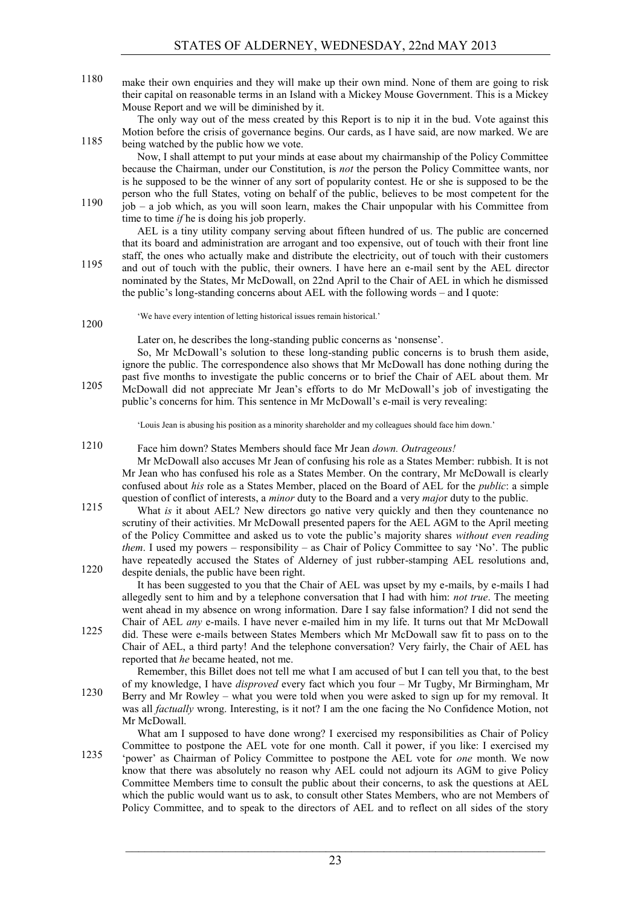make their own enquiries and they will make up their own mind. None of them are going to risk their capital on reasonable terms in an Island with a Mickey Mouse Government. This is a Mickey Mouse Report and we will be diminished by it.

The only way out of the mess created by this Report is to nip it in the bud. Vote against this Motion before the crisis of governance begins. Our cards, as I have said, are now marked. We are being watched by the public how we vote.

Now, I shall attempt to put your minds at ease about my chairmanship of the Policy Committee because the Chairman, under our Constitution, is *not* the person the Policy Committee wants, nor is he supposed to be the winner of any sort of popularity contest. He or she is supposed to be the person who the full States, voting on behalf of the public, believes to be most competent for the job – a job which, as you will soon learn, makes the Chair unpopular with his Committee from time to time *if* he is doing his job properly.

AEL is a tiny utility company serving about fifteen hundred of us. The public are concerned that its board and administration are arrogant and too expensive, out of touch with their front line staff, the ones who actually make and distribute the electricity, out of touch with their customers and out of touch with the public, their owners. I have here an e-mail sent by the AEL director nominated by the States, Mr McDowall, on 22nd April to the Chair of AEL in which he dismissed the public's long-standing concerns about AEL with the following words – and I quote:

> 'We have every intention of letting historical issues remain historical.'

Later on, he describes the long-standing public concerns as 'nonsense'.

So, Mr McDowall's solution to these long-standing public concerns is to brush them aside, ignore the public. The correspondence also shows that Mr McDowall has done nothing during the past five months to investigate the public concerns or to brief the Chair of AEL about them. Mr McDowall did not appreciate Mr Jean's efforts to do Mr McDowall's job of investigating the public's concerns for him. This sentence in Mr McDowall's e-mail is very revealing:

> 'Louis Jean is abusing his position as a minority shareholder and my colleagues should face him down.'

Face him down? States Members should face Mr Jean *down. Outrageous!*

Mr McDowall also accuses Mr Jean of confusing his role as a States Member: rubbish. It is not Mr Jean who has confused his role as a States Member. On the contrary, Mr McDowall is clearly confused about *his* role as a States Member, placed on the Board of AEL for the *public*: a simple question of conflict of interests, a *minor* duty to the Board and a very *majo*r duty to the public.

What *is* it about AEL? New directors go native very quickly and then they countenance no scrutiny of their activities. Mr McDowall presented papers for the AEL AGM to the April meeting of the Policy Committee and asked us to vote the public's majority shares *without even reading them*. I used my powers – responsibility – as Chair of Policy Committee to say 'No'. The public have repeatedly accused the States of Alderney of just rubber-stamping AEL resolutions and, despite denials, the public have been right.

It has been suggested to you that the Chair of AEL was upset by my e-mails, by e-mails I had allegedly sent to him and by a telephone conversation that I had with him: *not true*. The meeting went ahead in my absence on wrong information. Dare I say false information? I did not send the Chair of AEL *any* e-mails. I have never e-mailed him in my life. It turns out that Mr McDowall did. These were e-mails between States Members which Mr McDowall saw fit to pass on to the Chair of AEL, a third party! And the telephone conversation? Very fairly, the Chair of AEL has reported that *he* became heated, not me.

Remember, this Billet does not tell me what I am accused of but I can tell you that, to the best of my knowledge, I have *disproved* every fact which you four – Mr Tugby, Mr Birmingham, Mr Berry and Mr Rowley – what you were told when you were asked to sign up for my removal. It was all *factually* wrong. Interesting, is it not? I am the one facing the No Confidence Motion, not Mr McDowall.

What am I supposed to have done wrong? I exercised my responsibilities as Chair of Policy Committee to postpone the AEL vote for one month. Call it power, if you like: I exercised my 'power' as Chairman of Policy Committee to postpone the AEL vote for *one* month. We now know that there was absolutely no reason why AEL could not adjourn its AGM to give Policy Committee Members time to consult the public about their concerns, to ask the questions at AEL which the public would want us to ask, to consult other States Members, who are not Members of Policy Committee, and to speak to the directors of AEL and to reflect on all sides of the story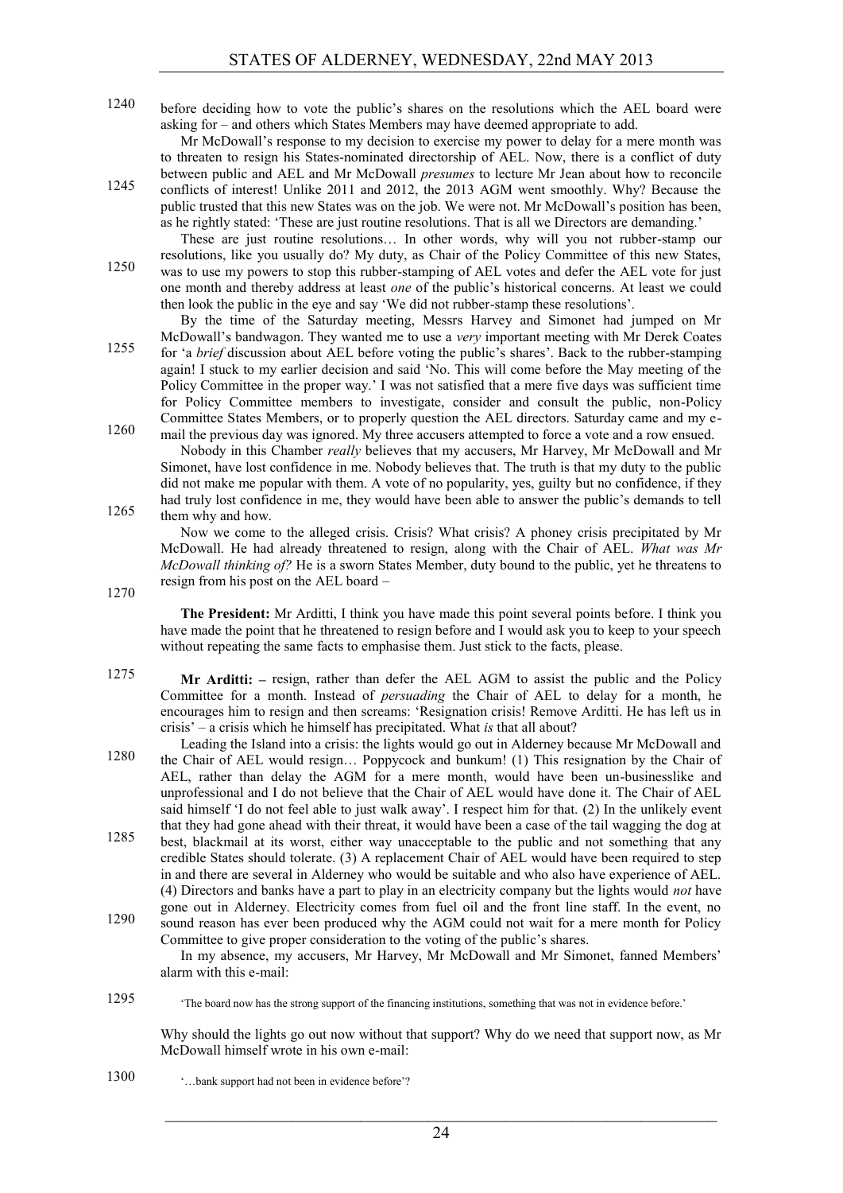before deciding how to vote the public's shares on the resolutions which the AEL board were asking for – and others which States Members may have deemed appropriate to add.

Mr McDowall's response to my decision to exercise my power to delay for a mere month was to threaten to resign his States-nominated directorship of AEL. Now, there is a conflict of duty between public and AEL and Mr McDowall *presumes* to lecture Mr Jean about how to reconcile conflicts of interest! Unlike 2011 and 2012, the 2013 AGM went smoothly. Why? Because the public trusted that this new States was on the job. We were not. Mr McDowall's position has been, as he rightly stated: 'These are just routine resolutions. That is all we Directors are demanding.'

These are just routine resolutions… In other words, why will you not rubber-stamp our resolutions, like you usually do? My duty, as Chair of the Policy Committee of this new States, was to use my powers to stop this rubber-stamping of AEL votes and defer the AEL vote for just one month and thereby address at least *one* of the public's historical concerns. At least we could then look the public in the eye and say 'We did not rubber-stamp these resolutions'.

By the time of the Saturday meeting, Messrs Harvey and Simonet had jumped on Mr McDowall's bandwagon. They wanted me to use a *very* important meeting with Mr Derek Coates for 'a *brief* discussion about AEL before voting the public's shares'. Back to the rubber-stamping again! I stuck to my earlier decision and said 'No. This will come before the May meeting of the Policy Committee in the proper way.' I was not satisfied that a mere five days was sufficient time for Policy Committee members to investigate, consider and consult the public, non-Policy Committee States Members, or to properly question the AEL directors. Saturday came and my e-mail the previous day was ignored. My three accusers attempted to force a vote and a row ensued.

Nobody in this Chamber *really* believes that my accusers, Mr Harvey, Mr McDowall and Mr Simonet, have lost confidence in me. Nobody believes that. The truth is that my duty to the public did not make me popular with them. A vote of no popularity, yes, guilty but no confidence, if they had truly lost confidence in me, they would have been able to answer the public's demands to tell them why and how.

Now we come to the alleged crisis. Crisis? What crisis? A phoney crisis precipitated by Mr McDowall. He had already threatened to resign, along with the Chair of AEL. *What was Mr McDowall thinking of?* He is a sworn States Member, duty bound to the public, yet he threatens to resign from his post on the AEL board –

**The President:** Mr Arditti, I think you have made this point several points before. I think you have made the point that he threatened to resign before and I would ask you to keep to your speech without repeating the same facts to emphasise them. Just stick to the facts, please.

**Mr Arditti:** – resign, rather than defer the AEL AGM to assist the public and the Policy Committee for a month. Instead of *persuading* the Chair of AEL to delay for a month, he encourages him to resign and then screams: 'Resignation crisis! Remove Arditti. He has left us in crisis' – a crisis which he himself has precipitated. What *is* that all about?

Leading the Island into a crisis: the lights would go out in Alderney because Mr McDowall and the Chair of AEL would resign… Poppycock and bunkum! (1) This resignation by the Chair of AEL, rather than delay the AGM for a mere month, would have been un-businesslike and unprofessional and I do not believe that the Chair of AEL would have done it. The Chair of AEL said himself 'I do not feel able to just walk away'. I respect him for that. (2) In the unlikely event that they had gone ahead with their threat, it would have been a case of the tail wagging the dog at best, blackmail at its worst, either way unacceptable to the public and not something that any credible States should tolerate. (3) A replacement Chair of AEL would have been required to step in and there are several in Alderney who would be suitable and who also have experience of AEL. (4) Directors and banks have a part to play in an electricity company but the lights would *not* have gone out in Alderney. Electricity comes from fuel oil and the front line staff. In the event, no sound reason has ever been produced why the AGM could not wait for a mere month for Policy Committee to give proper consideration to the voting of the public's shares.

In my absence, my accusers, Mr Harvey, Mr McDowall and Mr Simonet, fanned Members' alarm with this e-mail:

> 'The board now has the strong support of the financing institutions, something that was not in evidence before.'

Why should the lights go out now without that support? Why do we need that support now, as Mr McDowall himself wrote in his own e-mail:

> '…bank support had not been in evidence before'?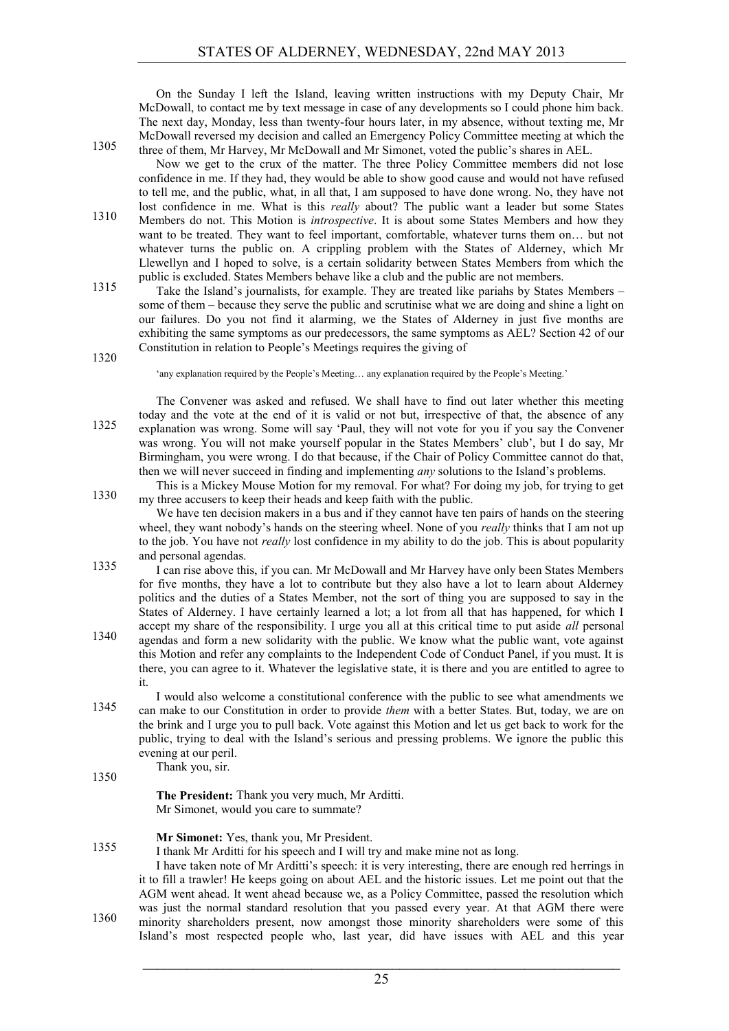On the Sunday I left the Island, leaving written instructions with my Deputy Chair, Mr McDowall, to contact me by text message in case of any developments so I could phone him back. The next day, Monday, less than twenty-four hours later, in my absence, without texting me, Mr McDowall reversed my decision and called an Emergency Policy Committee meeting at which the three of them, Mr Harvey, Mr McDowall and Mr Simonet, voted the public's shares in AEL.

Now we get to the crux of the matter. The three Policy Committee members did not lose confidence in me. If they had, they would be able to show good cause and would not have refused to tell me, and the public, what, in all that, I am supposed to have done wrong. No, they have not lost confidence in me. What is this *really* about? The public want a leader but some States Members do not. This Motion is *introspective*. It is about some States Members and how they want to be treated. They want to feel important, comfortable, whatever turns them on… but not whatever turns the public on. A crippling problem with the States of Alderney, which Mr Llewellyn and I hoped to solve, is a certain solidarity between States Members from which the public is excluded. States Members behave like a club and the public are not members.

Take the Island's journalists, for example. They are treated like pariahs by States Members – some of them – because they serve the public and scrutinise what we are doing and shine a light on our failures. Do you not find it alarming, we the States of Alderney in just five months are exhibiting the same symptoms as our predecessors, the same symptoms as AEL? Section 42 of our Constitution in relation to People's Meetings requires the giving of

> 'any explanation required by the People's Meeting… any explanation required by the People's Meeting.'

The Convener was asked and refused. We shall have to find out later whether this meeting today and the vote at the end of it is valid or not but, irrespective of that, the absence of any explanation was wrong. Some will say 'Paul, they will not vote for you if you say the Convener was wrong. You will not make yourself popular in the States Members' club', but I do say, Mr Birmingham, you were wrong. I do that because, if the Chair of Policy Committee cannot do that, then we will never succeed in finding and implementing *any* solutions to the Island's problems.

This is a Mickey Mouse Motion for my removal. For what? For doing my job, for trying to get my three accusers to keep their heads and keep faith with the public.

We have ten decision makers in a bus and if they cannot have ten pairs of hands on the steering wheel, they want nobody's hands on the steering wheel. None of you *really* thinks that I am not up to the job. You have not *really* lost confidence in my ability to do the job. This is about popularity and personal agendas.

I can rise above this, if you can. Mr McDowall and Mr Harvey have only been States Members for five months, they have a lot to contribute but they also have a lot to learn about Alderney politics and the duties of a States Member, not the sort of thing you are supposed to say in the States of Alderney. I have certainly learned a lot; a lot from all that has happened, for which I accept my share of the responsibility. I urge you all at this critical time to put aside *all* personal agendas and form a new solidarity with the public. We know what the public want, vote against this Motion and refer any complaints to the Independent Code of Conduct Panel, if you must. It is there, you can agree to it. Whatever the legislative state, it is there and you are entitled to agree to it.

I would also welcome a constitutional conference with the public to see what amendments we can make to our Constitution in order to provide *them* with a better States. But, today, we are on the brink and I urge you to pull back. Vote against this Motion and let us get back to work for the public, trying to deal with the Island's serious and pressing problems. We ignore the public this evening at our peril.

Thank you, sir.

**The President:** Thank you very much, Mr Arditti.

Mr Simonet, would you care to summate?

**Mr Simonet:** Yes, thank you, Mr President.

I thank Mr Arditti for his speech and I will try and make mine not as long.

I have taken note of Mr Arditti's speech: it is very interesting, there are enough red herrings in it to fill a trawler! He keeps going on about AEL and the historic issues. Let me point out that the AGM went ahead. It went ahead because we, as a Policy Committee, passed the resolution which was just the normal standard resolution that you passed every year. At that AGM there were minority shareholders present, now amongst those minority shareholders were some of this Island's most respected people who, last year, did have issues with AEL and this year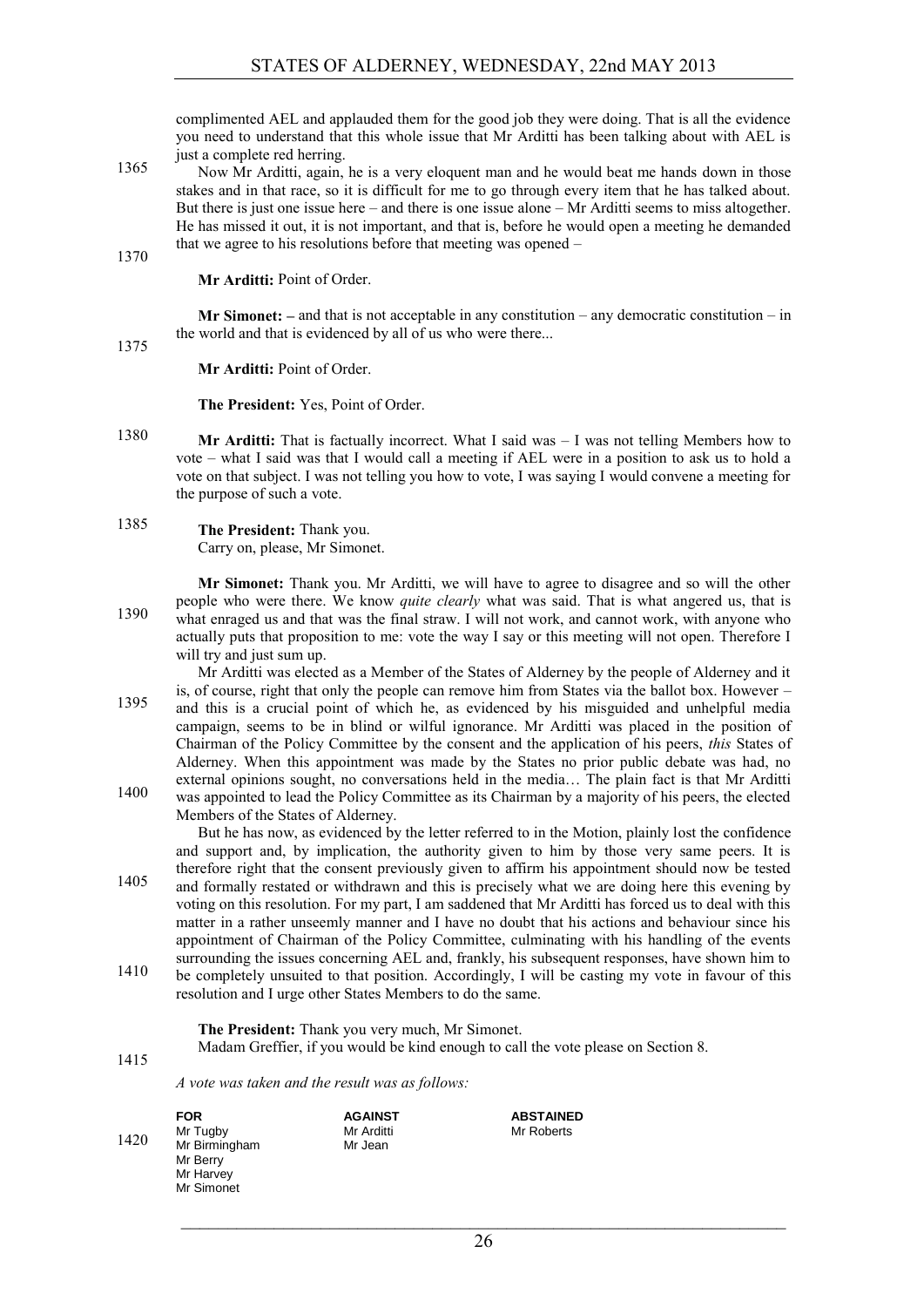complimented AEL and applauded them for the good job they were doing. That is all the evidence you need to understand that this whole issue that Mr Arditti has been talking about with AEL is just a complete red herring.

Now Mr Arditti, again, he is a very eloquent man and he would beat me hands down in those stakes and in that race, so it is difficult for me to go through every item that he has talked about. But there is just one issue here – and there is one issue alone – Mr Arditti seems to miss altogether. He has missed it out, it is not important, and that is, before he would open a meeting he demanded that we agree to his resolutions before that meeting was opened –

**Mr Arditti:** Point of Order.

**Mr Simonet: –** and that is not acceptable in any constitution – any democratic constitution – in the world and that is evidenced by all of us who were there...

**Mr Arditti:** Point of Order.

**The President:** Yes, Point of Order.

**Mr Arditti:** That is factually incorrect. What I said was – I was not telling Members how to vote – what I said was that I would call a meeting if AEL were in a position to ask us to hold a vote on that subject. I was not telling you how to vote, I was saying I would convene a meeting for the purpose of such a vote.

**The President:** Thank you.
Carry on, please, Mr Simonet.

**Mr Simonet:** Thank you. Mr Arditti, we will have to agree to disagree and so will the other people who were there. We know *quite clearly* what was said. That is what angered us, that is what enraged us and that was the final straw. I will not work, and cannot work, with anyone who actually puts that proposition to me: vote the way I say or this meeting will not open. Therefore I will try and just sum up.

Mr Arditti was elected as a Member of the States of Alderney by the people of Alderney and it is, of course, right that only the people can remove him from States via the ballot box. However – and this is a crucial point of which he, as evidenced by his misguided and unhelpful media campaign, seems to be in blind or wilful ignorance. Mr Arditti was placed in the position of Chairman of the Policy Committee by the consent and the application of his peers, *this* States of Alderney. When this appointment was made by the States no prior public debate was had, no external opinions sought, no conversations held in the media… The plain fact is that Mr Arditti was appointed to lead the Policy Committee as its Chairman by a majority of his peers, the elected Members of the States of Alderney.

But he has now, as evidenced by the letter referred to in the Motion, plainly lost the confidence and support and, by implication, the authority given to him by those very same peers. It is therefore right that the consent previously given to affirm his appointment should now be tested and formally restated or withdrawn and this is precisely what we are doing here this evening by voting on this resolution. For my part, I am saddened that Mr Arditti has forced us to deal with this matter in a rather unseemly manner and I have no doubt that his actions and behaviour since his appointment of Chairman of the Policy Committee, culminating with his handling of the events surrounding the issues concerning AEL and, frankly, his subsequent responses, have shown him to be completely unsuited to that position. Accordingly, I will be casting my vote in favour of this resolution and I urge other States Members to do the same.

**The President:** Thank you very much, Mr Simonet.
Madam Greffier, if you would be kind enough to call the vote please on Section 8.

*A vote was taken and the result was as follows:*

| FOR | AGAINST | ABSTAINED |
|---|---|---|
| Mr Tugby | Mr Arditti | Mr Roberts |
| Mr Birmingham | Mr Jean | |
| Mr Berry | | |
| Mr Harvey | | |
| Mr Simonet | | |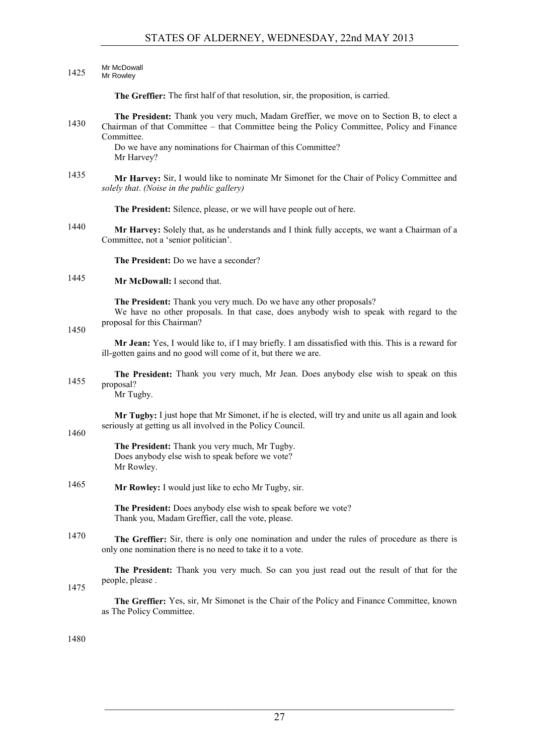Mr McDowall
Mr Rowley

**The Greffier:** The first half of that resolution, sir, the proposition, is carried.

**The President:** Thank you very much, Madam Greffier, we move on to Section B, to elect a Chairman of that Committee – that Committee being the Policy Committee, Policy and Finance Committee.

Do we have any nominations for Chairman of this Committee?

Mr Harvey?

**Mr Harvey:** Sir, I would like to nominate Mr Simonet for the Chair of Policy Committee and *solely that*. *(Noise in the public gallery)*

**The President:** Silence, please, or we will have people out of here.

**Mr Harvey:** Solely that, as he understands and I think fully accepts, we want a Chairman of a Committee, not a 'senior politician'.

**The President:** Do we have a seconder?

**Mr McDowall:** I second that.

**The President:** Thank you very much. Do we have any other proposals?

We have no other proposals. In that case, does anybody wish to speak with regard to the proposal for this Chairman?

**Mr Jean:** Yes, I would like to, if I may briefly. I am dissatisfied with this. This is a reward for ill-gotten gains and no good will come of it, but there we are.

**The President:** Thank you very much, Mr Jean. Does anybody else wish to speak on this proposal?

Mr Tugby.

**Mr Tugby:** I just hope that Mr Simonet, if he is elected, will try and unite us all again and look seriously at getting us all involved in the Policy Council.

**The President:** Thank you very much, Mr Tugby.

Does anybody else wish to speak before we vote?

Mr Rowley.

**Mr Rowley:** I would just like to echo Mr Tugby, sir.

**The President:** Does anybody else wish to speak before we vote?

Thank you, Madam Greffier, call the vote, please.

**The Greffier:** Sir, there is only one nomination and under the rules of procedure as there is only one nomination there is no need to take it to a vote.

**The President:** Thank you very much. So can you just read out the result of that for the people, please .

**The Greffier:** Yes, sir, Mr Simonet is the Chair of the Policy and Finance Committee, known as The Policy Committee.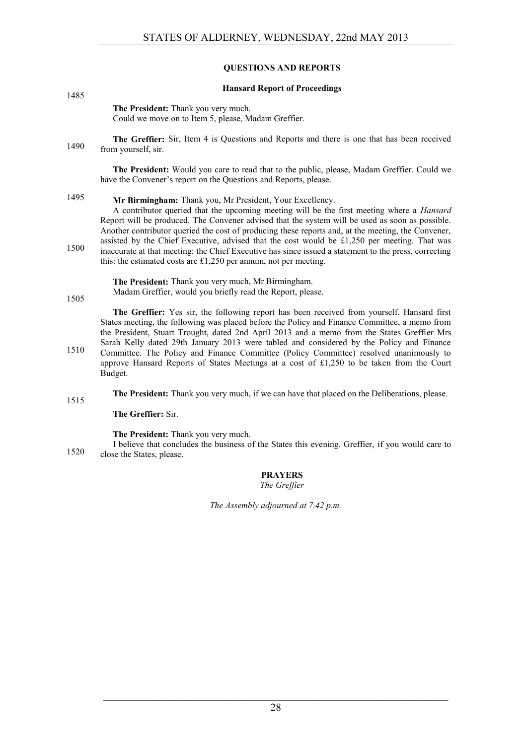## QUESTIONS AND REPORTS

### Hansard Report of Proceedings

**The President:** Thank you very much.
Could we move on to Item 5, please, Madam Greffier.

**The Greffier:** Sir, Item 4 is Questions and Reports and there is one that has been received from yourself, sir.

**The President:** Would you care to read that to the public, please, Madam Greffier. Could we have the Convener's report on the Questions and Reports, please.

**Mr Birmingham:** Thank you, Mr President, Your Excellency.
A contributor queried that the upcoming meeting will be the first meeting where a *Hansard* Report will be produced. The Convener advised that the system will be used as soon as possible. Another contributor queried the cost of producing these reports and, at the meeting, the Convener, assisted by the Chief Executive, advised that the cost would be £1,250 per meeting. That was inaccurate at that meeting: the Chief Executive has since issued a statement to the press, correcting this: the estimated costs are £1,250 per annum, not per meeting.

**The President:** Thank you very much, Mr Birmingham.
Madam Greffier, would you briefly read the Report, please.

**The Greffier:** Yes sir, the following report has been received from yourself. Hansard first States meeting, the following was placed before the Policy and Finance Committee, a memo from the President, Stuart Trought, dated 2nd April 2013 and a memo from the States Greffier Mrs Sarah Kelly dated 29th January 2013 were tabled and considered by the Policy and Finance Committee. The Policy and Finance Committee (Policy Committee) resolved unanimously to approve Hansard Reports of States Meetings at a cost of £1,250 to be taken from the Court Budget.

**The President:** Thank you very much, if we can have that placed on the Deliberations, please.

**The Greffier:** Sir.

**The President:** Thank you very much.
I believe that concludes the business of the States this evening. Greffier, if you would care to close the States, please.

**PRAYERS**
*The Greffier*

*The Assembly adjourned at 7.42 p.m.*